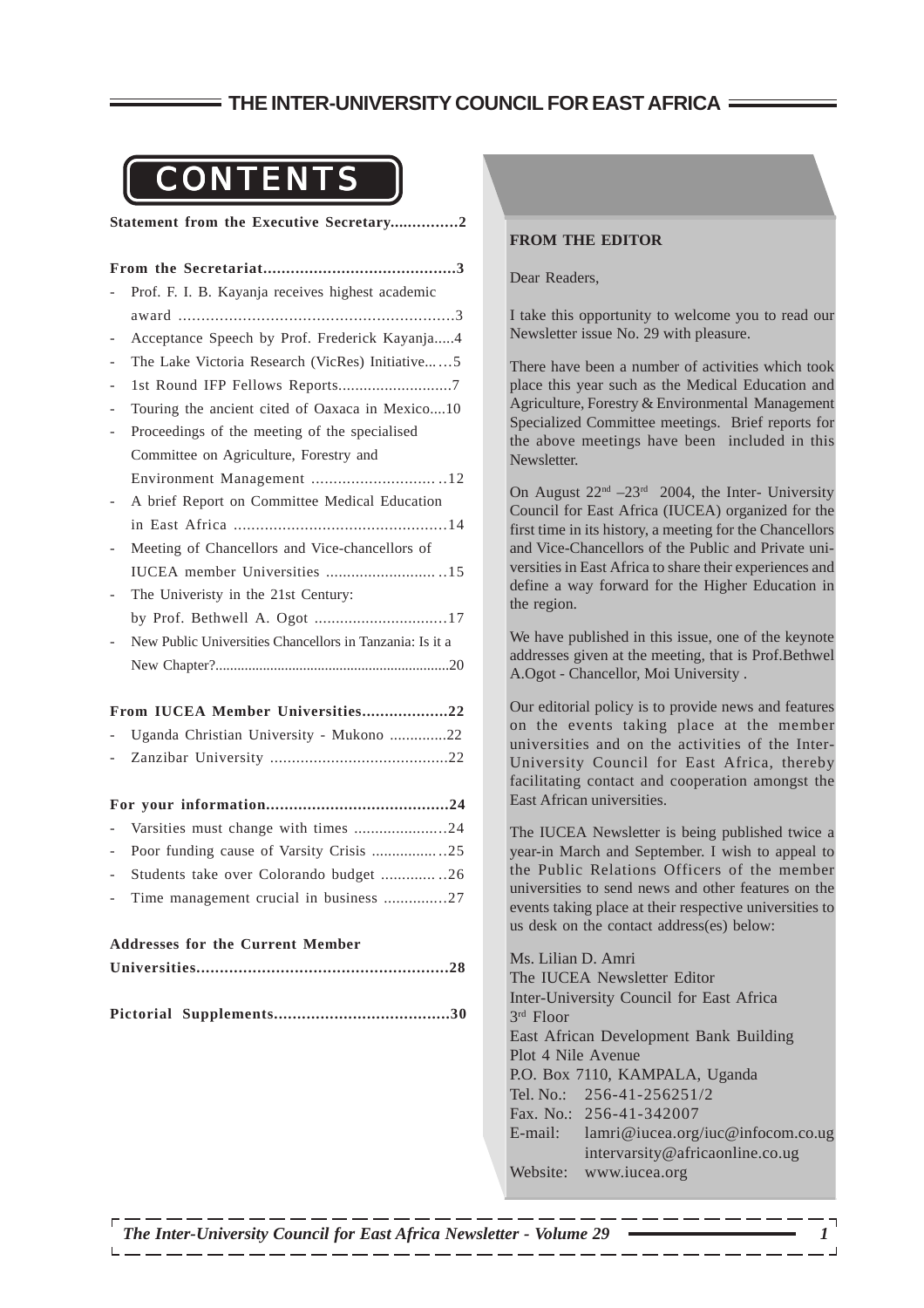# CONTENTS

**Statement from the Executive Secretary...............2**

**From the Secretariat..........................................3**

- Prof. F. I. B. Kayanja receives highest academic award ............................................................3
- Acceptance Speech by Prof. Frederick Kayanja.....4
- The Lake Victoria Research (VicRes) Initiative......5
- 1st Round IFP Fellows Reports...........................7
- Touring the ancient cited of Oaxaca in Mexico....10
- Proceedings of the meeting of the specialised Committee on Agriculture, Forestry and Environment Management ..............................12
- A brief Report on Committee Medical Education in East Africa ................................................14
- Meeting of Chancellors and Vice-chancellors of IUCEA member Universities ...........................15
- The Univeristy in the 21st Century: by Prof. Bethwell A. Ogot ...............................17
- New Public Universities Chancellors in Tanzania: Is it a New Chapter?..............................................................20

**From IUCEA Member Universities...................22**

- Uganda Christian University - Mukono ..............22
- Zanzibar University .........................................22

**For your information........................................24**

- Varsities must change with times ......................24
- Poor funding cause of Varsity Crisis ..................25
- Students take over Colorando budget ...............26
- Time management crucial in business ...............27

**Addresses for the Current Member Universities......................................................28**

**Pictorial Supplements......................................30**

**FROM THE EDITOR**

Dear Readers,

I take this opportunity to welcome you to read our Newsletter issue No. 29 with pleasure.

There have been a number of activities which took place this year such as the Medical Education and Agriculture, Forestry & Environmental Management Specialized Committee meetings. Brief reports for the above meetings have been included in this Newsletter.

On August 22nd –23rd 2004, the Inter- University Council for East Africa (IUCEA) organized for the first time in its history, a meeting for the Chancellors and Vice-Chancellors of the Public and Private universities in East Africa to share their experiences and define a way forward for the Higher Education in the region.

We have published in this issue, one of the keynote addresses given at the meeting, that is Prof.Bethwel A.Ogot - Chancellor, Moi University .

Our editorial policy is to provide news and features on the events taking place at the member universities and on the activities of the Inter-University Council for East Africa, thereby facilitating contact and cooperation amongst the East African universities.

The IUCEA Newsletter is being published twice a year-in March and September. I wish to appeal to the Public Relations Officers of the member universities to send news and other features on the events taking place at their respective universities to us desk on the contact address(es) below:

Ms. Lilian D. Amri
The IUCEA Newsletter Editor
Inter-University Council for East Africa
3rd Floor
East African Development Bank Building
Plot 4 Nile Avenue
P.O. Box 7110, KAMPALA, Uganda
Tel. No.: 256-41-256251/2
Fax. No.: 256-41-342007
E-mail: lamri@iucea.org/iuc@infocom.co.ug
intervarsity@africaonline.co.ug
Website: www.iucea.org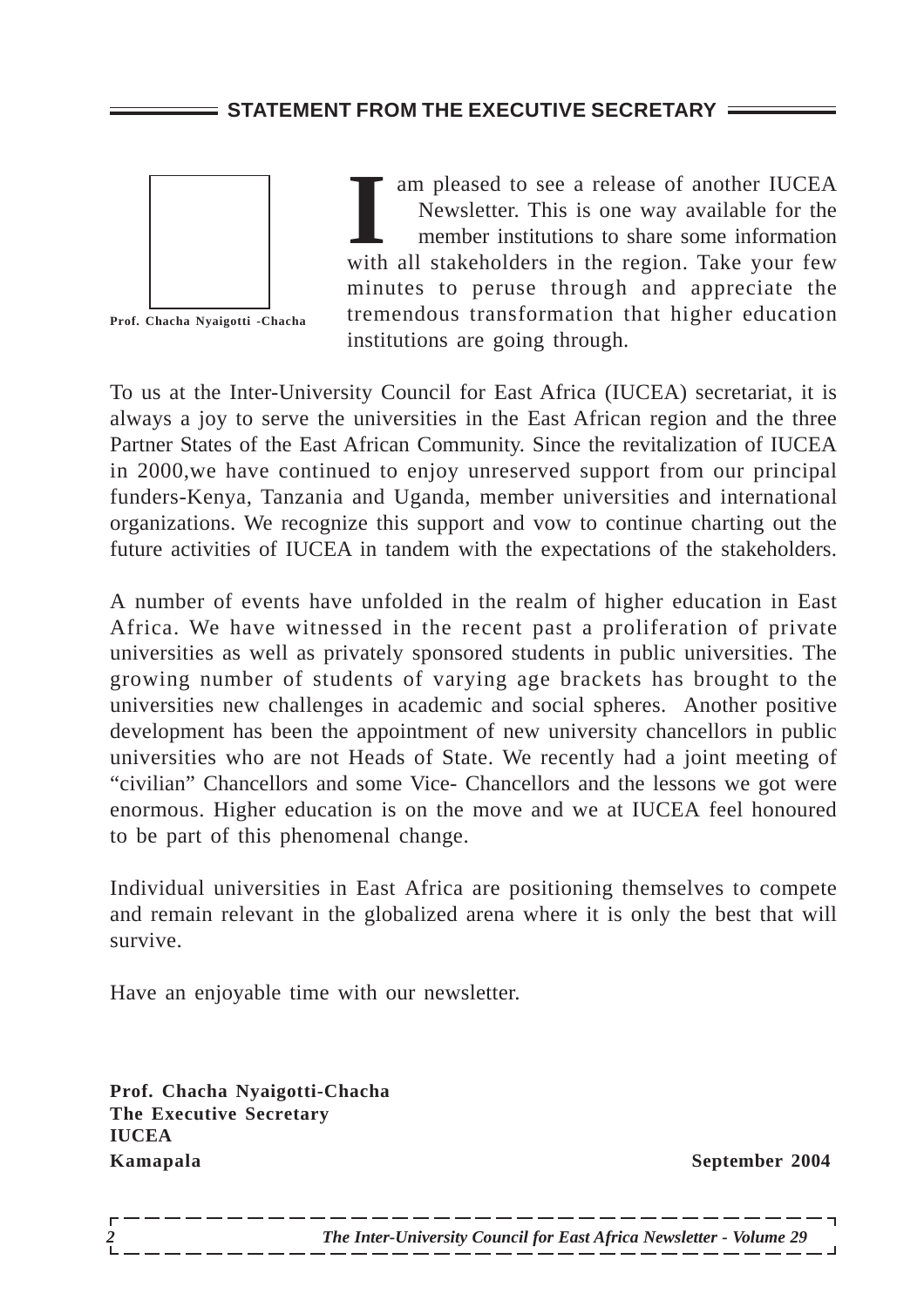## STATEMENT FROM THE EXECUTIVE SECRETARY

**Prof. Chacha Nyaigotti -Chacha**

I am pleased to see a release of another IUCEA Newsletter. This is one way available for the member institutions to share some information with all stakeholders in the region. Take your few minutes to peruse through and appreciate the tremendous transformation that higher education institutions are going through.

To us at the Inter-University Council for East Africa (IUCEA) secretariat, it is always a joy to serve the universities in the East African region and the three Partner States of the East African Community. Since the revitalization of IUCEA in 2000,we have continued to enjoy unreserved support from our principal funders-Kenya, Tanzania and Uganda, member universities and international organizations. We recognize this support and vow to continue charting out the future activities of IUCEA in tandem with the expectations of the stakeholders.

A number of events have unfolded in the realm of higher education in East Africa. We have witnessed in the recent past a proliferation of private universities as well as privately sponsored students in public universities. The growing number of students of varying age brackets has brought to the universities new challenges in academic and social spheres. Another positive development has been the appointment of new university chancellors in public universities who are not Heads of State. We recently had a joint meeting of "civilian" Chancellors and some Vice- Chancellors and the lessons we got were enormous. Higher education is on the move and we at IUCEA feel honoured to be part of this phenomenal change.

Individual universities in East Africa are positioning themselves to compete and remain relevant in the globalized arena where it is only the best that will survive.

Have an enjoyable time with our newsletter.

**Prof. Chacha Nyaigotti-Chacha**
**The Executive Secretary**
**IUCEA**
**Kamapala**

**September 2004**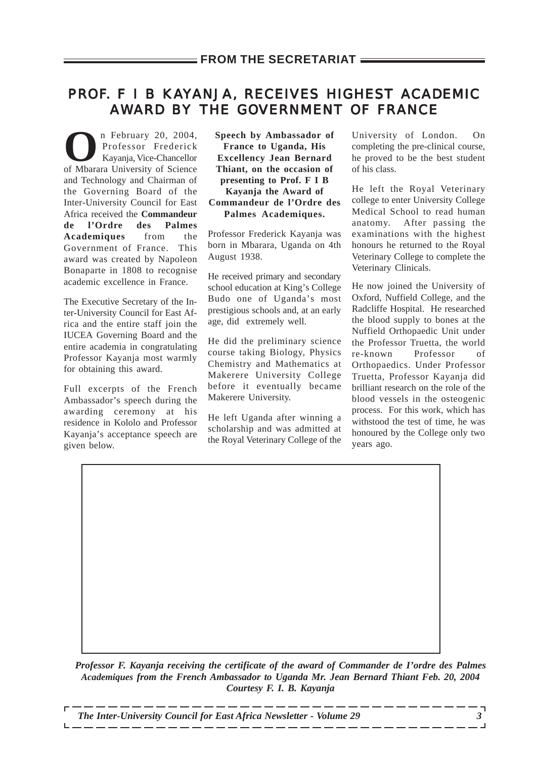## FROM THE SECRETARIAT

# PROF. F I B KAYANJA, RECEIVES HIGHEST ACADEMIC AWARD BY THE GOVERNMENT OF FRANCE

On February 20, 2004, Professor Frederick Kayanja, Vice-Chancellor of Mbarara University of Science and Technology and Chairman of the Governing Board of the Inter-University Council for East Africa received the **Commandeur de l'Ordre des Palmes Academiques** from the Government of France. This award was created by Napoleon Bonaparte in 1808 to recognise academic excellence in France.

The Executive Secretary of the Inter-University Council for East Africa and the entire staff join the IUCEA Governing Board and the entire academia in congratulating Professor Kayanja most warmly for obtaining this award.

Full excerpts of the French Ambassador's speech during the awarding ceremony at his residence in Kololo and Professor Kayanja's acceptance speech are given below.

**Speech by Ambassador of France to Uganda, His Excellency Jean Bernard Thiant, on the occasion of presenting to Prof. F I B Kayanja the Award of Commandeur de l'Ordre des Palmes Academiques.**

Professor Frederick Kayanja was born in Mbarara, Uganda on 4th August 1938.

He received primary and secondary school education at King's College Budo one of Uganda's most prestigious schools and, at an early age, did extremely well.

He did the preliminary science course taking Biology, Physics Chemistry and Mathematics at Makerere University College before it eventually became Makerere University.

He left Uganda after winning a scholarship and was admitted at the Royal Veterinary College of the University of London. On completing the pre-clinical course, he proved to be the best student of his class.

He left the Royal Veterinary college to enter University College Medical School to read human anatomy. After passing the examinations with the highest honours he returned to the Royal Veterinary College to complete the Veterinary Clinicals.

He now joined the University of Oxford, Nuffield College, and the Radcliffe Hospital. He researched the blood supply to bones at the Nuffield Orthopaedic Unit under the Professor Truetta, the world re-known Professor of Orthopaedics. Under Professor Truetta, Professor Kayanja did brilliant research on the role of the blood vessels in the osteogenic process. For this work, which has withstood the test of time, he was honoured by the College only two years ago.

*Professor F. Kayanja receiving the certificate of the award of Commander de I'ordre des Palmes Academiques from the French Ambassador to Uganda Mr. Jean Bernard Thiant Feb. 20, 2004 Courtesy F. I. B. Kayanja*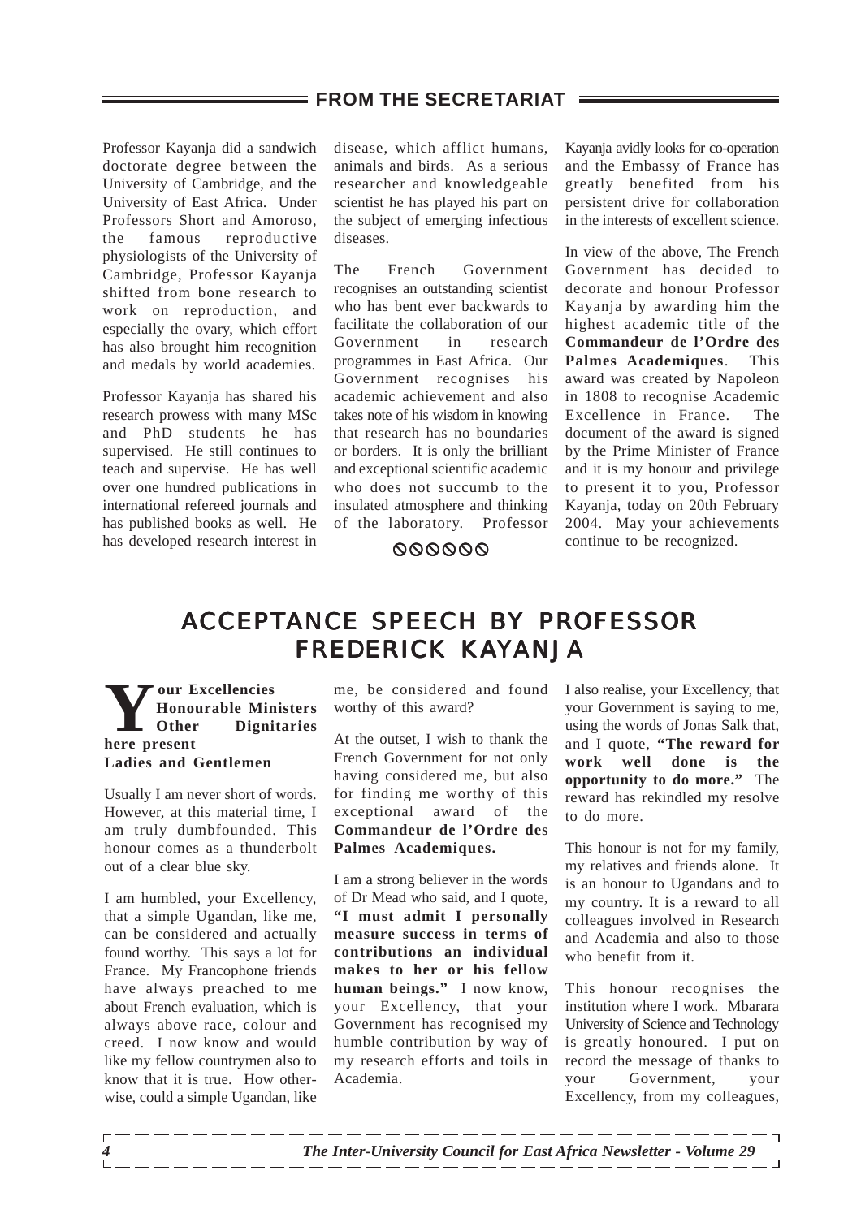## FROM THE SECRETARIAT

Professor Kayanja did a sandwich doctorate degree between the University of Cambridge, and the University of East Africa. Under Professors Short and Amoroso, the famous reproductive physiologists of the University of Cambridge, Professor Kayanja shifted from bone research to work on reproduction, and especially the ovary, which effort has also brought him recognition and medals by world academies.

Professor Kayanja has shared his research prowess with many MSc and PhD students he has supervised. He still continues to teach and supervise. He has well over one hundred publications in international refereed journals and has published books as well. He has developed research interest in disease, which afflict humans, animals and birds. As a serious researcher and knowledgeable scientist he has played his part on the subject of emerging infectious diseases.

The French Government recognises an outstanding scientist who has bent ever backwards to facilitate the collaboration of our Government in research programmes in East Africa. Our Government recognises his academic achievement and also takes note of his wisdom in knowing that research has no boundaries or borders. It is only the brilliant and exceptional scientific academic who does not succumb to the insulated atmosphere and thinking of the laboratory. Professor Kayanja avidly looks for co-operation and the Embassy of France has greatly benefited from his persistent drive for collaboration in the interests of excellent science.

In view of the above, The French Government has decided to decorate and honour Professor Kayanja by awarding him the highest academic title of the **Commandeur de l'Ordre des Palmes Academiques**. This award was created by Napoleon in 1808 to recognise Academic Excellence in France. The document of the award is signed by the Prime Minister of France and it is my honour and privilege to present it to you, Professor Kayanja, today on 20th February 2004. May your achievements continue to be recognized.

⦸⦸⦸⦸⦸⦸

# ACCEPTANCE SPEECH BY PROFESSOR FREDERICK KAYANJA

**Your Excellencies**
**Honourable Ministers**
**Other Dignitaries here present**
**Ladies and Gentlemen**

Usually I am never short of words. However, at this material time, I am truly dumbfounded. This honour comes as a thunderbolt out of a clear blue sky.

I am humbled, your Excellency, that a simple Ugandan, like me, can be considered and actually found worthy. This says a lot for France. My Francophone friends have always preached to me about French evaluation, which is always above race, colour and creed. I now know and would like my fellow countrymen also to know that it is true. How otherwise, could a simple Ugandan, like me, be considered and found worthy of this award?

At the outset, I wish to thank the French Government for not only having considered me, but also for finding me worthy of this exceptional award of the **Commandeur de l'Ordre des Palmes Academiques.**

I am a strong believer in the words of Dr Mead who said, and I quote, **"I must admit I personally measure success in terms of contributions an individual makes to her or his fellow human beings."** I now know, your Excellency, that your Government has recognised my humble contribution by way of my research efforts and toils in Academia.

I also realise, your Excellency, that your Government is saying to me, using the words of Jonas Salk that, and I quote, **"The reward for work well done is the opportunity to do more."** The reward has rekindled my resolve to do more.

This honour is not for my family, my relatives and friends alone. It is an honour to Ugandans and to my country. It is a reward to all colleagues involved in Research and Academia and also to those who benefit from it.

This honour recognises the institution where I work. Mbarara University of Science and Technology is greatly honoured. I put on record the message of thanks to your Government, your Excellency, from my colleagues,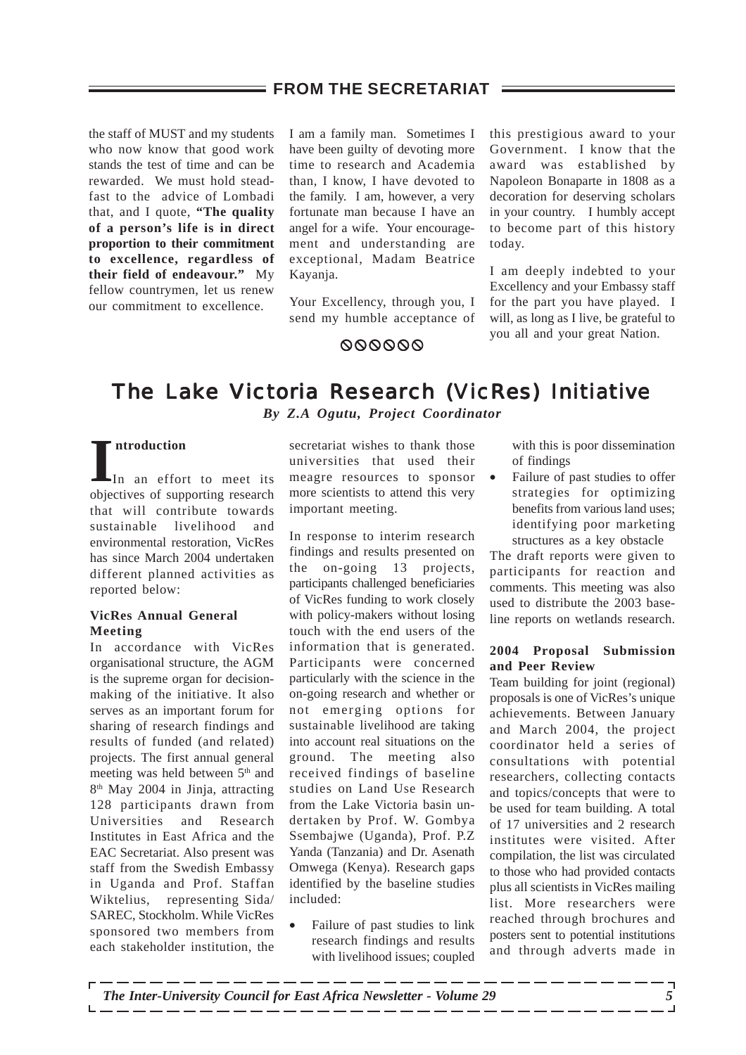the staff of MUST and my students who now know that good work stands the test of time and can be rewarded. We must hold steadfast to the advice of Lombadi that, and I quote, **"The quality of a person's life is in direct proportion to their commitment to excellence, regardless of their field of endeavour."** My fellow countrymen, let us renew our commitment to excellence.

I am a family man. Sometimes I have been guilty of devoting more time to research and Academia than, I know, I have devoted to the family. I am, however, a very fortunate man because I have an angel for a wife. Your encouragement and understanding are exceptional, Madam Beatrice Kayanja.

Your Excellency, through you, I send my humble acceptance of this prestigious award to your Government. I know that the award was established by Napoleon Bonaparte in 1808 as a decoration for deserving scholars in your country. I humbly accept to become part of this history today.

I am deeply indebted to your Excellency and your Embassy staff for the part you have played. I will, as long as I live, be grateful to you all and your great Nation.

ØØØØØØ

# The Lake Victoria Research (VicRes) Initiative

***By Z.A Ogutu, Project Coordinator***

## Introduction

In an effort to meet its objectives of supporting research that will contribute towards sustainable livelihood and environmental restoration, VicRes has since March 2004 undertaken different planned activities as reported below:

### VicRes Annual General Meeting

In accordance with VicRes organisational structure, the AGM is the supreme organ for decision-making of the initiative. It also serves as an important forum for sharing of research findings and results of funded (and related) projects. The first annual general meeting was held between 5th and 8th May 2004 in Jinja, attracting 128 participants drawn from Universities and Research Institutes in East Africa and the EAC Secretariat. Also present was staff from the Swedish Embassy in Uganda and Prof. Staffan Wiktelius, representing Sida/SAREC, Stockholm. While VicRes sponsored two members from each stakeholder institution, the secretariat wishes to thank those universities that used their meagre resources to sponsor more scientists to attend this very important meeting.

In response to interim research findings and results presented on the on-going 13 projects, participants challenged beneficiaries of VicRes funding to work closely with policy-makers without losing touch with the end users of the information that is generated. Participants were concerned particularly with the science in the on-going research and whether or not emerging options for sustainable livelihood are taking into account real situations on the ground. The meeting also received findings of baseline studies on Land Use Research from the Lake Victoria basin undertaken by Prof. W. Gombya Ssembajwe (Uganda), Prof. P.Z Yanda (Tanzania) and Dr. Asenath Omwega (Kenya). Research gaps identified by the baseline studies included:

- Failure of past studies to link research findings and results with livelihood issues; coupled with this is poor dissemination of findings
- Failure of past studies to offer strategies for optimizing benefits from various land uses; identifying poor marketing structures as a key obstacle

The draft reports were given to participants for reaction and comments. This meeting was also used to distribute the 2003 base-line reports on wetlands research.

### 2004 Proposal Submission and Peer Review

Team building for joint (regional) proposals is one of VicRes's unique achievements. Between January and March 2004, the project coordinator held a series of consultations with potential researchers, collecting contacts and topics/concepts that were to be used for team building. A total of 17 universities and 2 research institutes were visited. After compilation, the list was circulated to those who had provided contacts plus all scientists in VicRes mailing list. More researchers were reached through brochures and posters sent to potential institutions and through adverts made in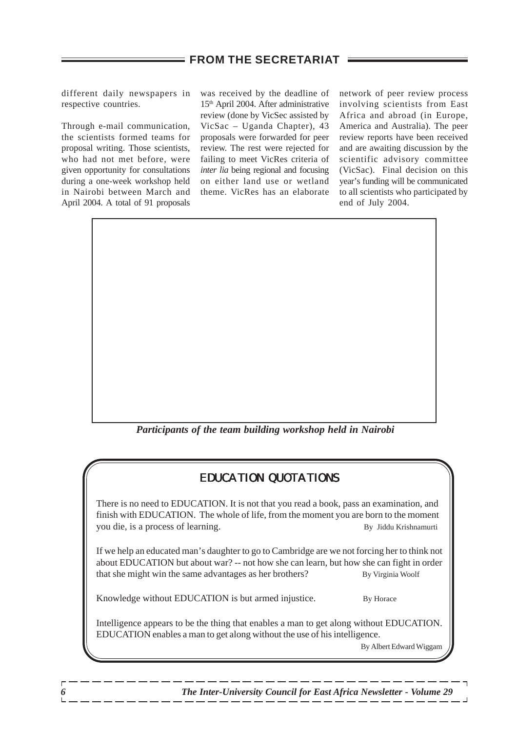different daily newspapers in respective countries.

Through e-mail communication, the scientists formed teams for proposal writing. Those scientists, who had not met before, were given opportunity for consultations during a one-week workshop held in Nairobi between March and April 2004. A total of 91 proposals was received by the deadline of 15th April 2004. After administrative review (done by VicSec assisted by VicSac – Uganda Chapter), 43 proposals were forwarded for peer review. The rest were rejected for failing to meet VicRes criteria of *inter lia* being regional and focusing on either land use or wetland theme. VicRes has an elaborate network of peer review process involving scientists from East Africa and abroad (in Europe, America and Australia). The peer review reports have been received and are awaiting discussion by the scientific advisory committee (VicSac). Final decision on this year's funding will be communicated to all scientists who participated by end of July 2004.

***Participants of the team building workshop held in Nairobi***

## EDUCATION QUOTATIONS

There is no need to EDUCATION. It is not that you read a book, pass an examination, and finish with EDUCATION. The whole of life, from the moment you are born to the moment you die, is a process of learning. By Jiddu Krishnamurti

If we help an educated man's daughter to go to Cambridge are we not forcing her to think not about EDUCATION but about war? -- not how she can learn, but how she can fight in order that she might win the same advantages as her brothers? By Virginia Woolf

Knowledge without EDUCATION is but armed injustice. By Horace

Intelligence appears to be the thing that enables a man to get along without EDUCATION. EDUCATION enables a man to get along without the use of his intelligence. By Albert Edward Wiggam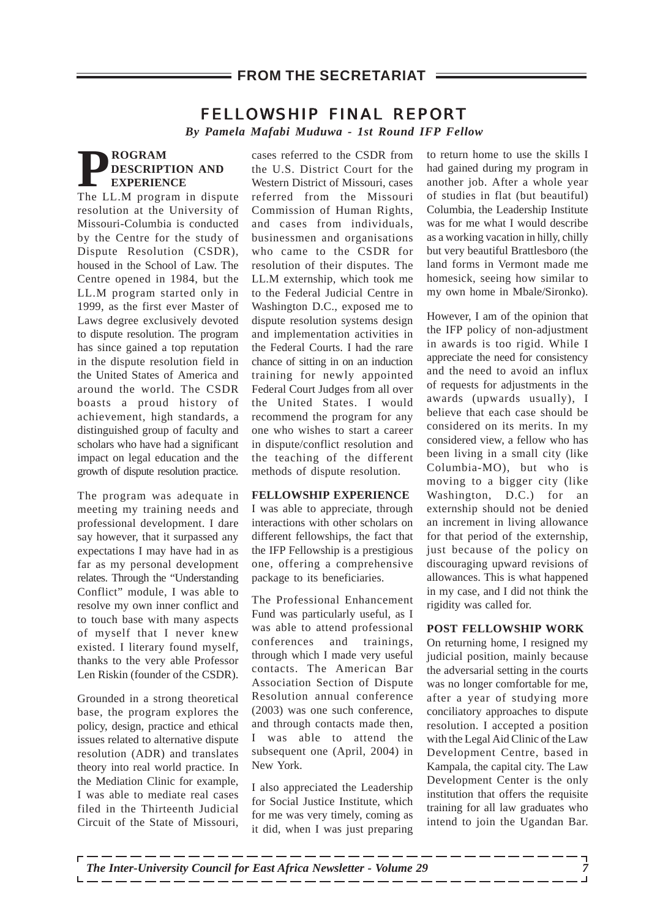## FROM THE SECRETARIAT

# FELLOWSHIP FINAL REPORT

***By Pamela Mafabi Muduwa - 1st Round IFP Fellow***

### PROGRAM DESCRIPTION AND EXPERIENCE

The LL.M program in dispute resolution at the University of Missouri-Columbia is conducted by the Centre for the study of Dispute Resolution (CSDR), housed in the School of Law. The Centre opened in 1984, but the LL.M program started only in 1999, as the first ever Master of Laws degree exclusively devoted to dispute resolution. The program has since gained a top reputation in the dispute resolution field in the United States of America and around the world. The CSDR boasts a proud history of achievement, high standards, a distinguished group of faculty and scholars who have had a significant impact on legal education and the growth of dispute resolution practice.

The program was adequate in meeting my training needs and professional development. I dare say however, that it surpassed any expectations I may have had in as far as my personal development relates. Through the "Understanding Conflict" module, I was able to resolve my own inner conflict and to touch base with many aspects of myself that I never knew existed. I literary found myself, thanks to the very able Professor Len Riskin (founder of the CSDR).

Grounded in a strong theoretical base, the program explores the policy, design, practice and ethical issues related to alternative dispute resolution (ADR) and translates theory into real world practice. In the Mediation Clinic for example, I was able to mediate real cases filed in the Thirteenth Judicial Circuit of the State of Missouri, cases referred to the CSDR from the U.S. District Court for the Western District of Missouri, cases referred from the Missouri Commission of Human Rights, and cases from individuals, businessmen and organisations who came to the CSDR for resolution of their disputes. The LL.M externship, which took me to the Federal Judicial Centre in Washington D.C., exposed me to dispute resolution systems design and implementation activities in the Federal Courts. I had the rare chance of sitting in on an induction training for newly appointed Federal Court Judges from all over the United States. I would recommend the program for any one who wishes to start a career in dispute/conflict resolution and the teaching of the different methods of dispute resolution.

### FELLOWSHIP EXPERIENCE

I was able to appreciate, through interactions with other scholars on different fellowships, the fact that the IFP Fellowship is a prestigious one, offering a comprehensive package to its beneficiaries.

The Professional Enhancement Fund was particularly useful, as I was able to attend professional conferences and trainings, through which I made very useful contacts. The American Bar Association Section of Dispute Resolution annual conference (2003) was one such conference, and through contacts made then, I was able to attend the subsequent one (April, 2004) in New York.

I also appreciated the Leadership for Social Justice Institute, which for me was very timely, coming as it did, when I was just preparing to return home to use the skills I had gained during my program in another job. After a whole year of studies in flat (but beautiful) Columbia, the Leadership Institute was for me what I would describe as a working vacation in hilly, chilly but very beautiful Brattlesboro (the land forms in Vermont made me homesick, seeing how similar to my own home in Mbale/Sironko).

However, I am of the opinion that the IFP policy of non-adjustment in awards is too rigid. While I appreciate the need for consistency and the need to avoid an influx of requests for adjustments in the awards (upwards usually), I believe that each case should be considered on its merits. In my considered view, a fellow who has been living in a small city (like Columbia-MO), but who is moving to a bigger city (like Washington, D.C.) for an externship should not be denied an increment in living allowance for that period of the externship, just because of the policy on discouraging upward revisions of allowances. This is what happened in my case, and I did not think the rigidity was called for.

### POST FELLOWSHIP WORK

On returning home, I resigned my judicial position, mainly because the adversarial setting in the courts was no longer comfortable for me, after a year of studying more conciliatory approaches to dispute resolution. I accepted a position with the Legal Aid Clinic of the Law Development Centre, based in Kampala, the capital city. The Law Development Center is the only institution that offers the requisite training for all law graduates who intend to join the Ugandan Bar.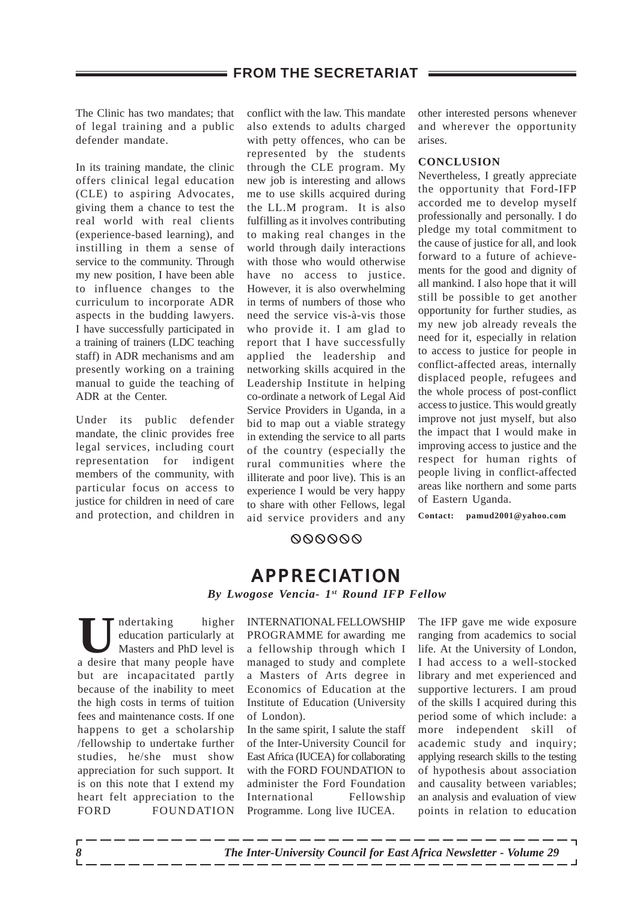The Clinic has two mandates; that of legal training and a public defender mandate.

In its training mandate, the clinic offers clinical legal education (CLE) to aspiring Advocates, giving them a chance to test the real world with real clients (experience-based learning), and instilling in them a sense of service to the community. Through my new position, I have been able to influence changes to the curriculum to incorporate ADR aspects in the budding lawyers. I have successfully participated in a training of trainers (LDC teaching staff) in ADR mechanisms and am presently working on a training manual to guide the teaching of ADR at the Center.

Under its public defender mandate, the clinic provides free legal services, including court representation for indigent members of the community, with particular focus on access to justice for children in need of care and protection, and children in conflict with the law. This mandate also extends to adults charged with petty offences, who can be represented by the students through the CLE program. My new job is interesting and allows me to use skills acquired during the LL.M program. It is also fulfilling as it involves contributing to making real changes in the world through daily interactions with those who would otherwise have no access to justice. However, it is also overwhelming in terms of numbers of those who need the service vis-à-vis those who provide it. I am glad to report that I have successfully applied the leadership and networking skills acquired in the Leadership Institute in helping co-ordinate a network of Legal Aid Service Providers in Uganda, in a bid to map out a viable strategy in extending the service to all parts of the country (especially the rural communities where the illiterate and poor live). This is an experience I would be very happy to share with other Fellows, legal aid service providers and any other interested persons whenever and wherever the opportunity arises.

**CONCLUSION**

Nevertheless, I greatly appreciate the opportunity that Ford-IFP accorded me to develop myself professionally and personally. I do pledge my total commitment to the cause of justice for all, and look forward to a future of achievements for the good and dignity of all mankind. I also hope that it will still be possible to get another opportunity for further studies, as my new job already reveals the need for it, especially in relation to access to justice for people in conflict-affected areas, internally displaced people, refugees and the whole process of post-conflict access to justice. This would greatly improve not just myself, but also the impact that I would make in improving access to justice and the respect for human rights of people living in conflict-affected areas like northern and some parts of Eastern Uganda.

**Contact: pamud2001@yahoo.com**

# APPRECIATION

***By Lwogose Vencia- 1st Round IFP Fellow***

Undertaking higher education particularly at Masters and PhD level is a desire that many people have but are incapacitated partly because of the inability to meet the high costs in terms of tuition fees and maintenance costs. If one happens to get a scholarship /fellowship to undertake further studies, he/she must show appreciation for such support. It is on this note that I extend my heart felt appreciation to the FORD FOUNDATION INTERNATIONAL FELLOWSHIP PROGRAMME for awarding me a fellowship through which I managed to study and complete a Masters of Arts degree in Economics of Education at the Institute of Education (University of London).

In the same spirit, I salute the staff of the Inter-University Council for East Africa (IUCEA) for collaborating with the FORD FOUNDATION to administer the Ford Foundation International Fellowship Programme. Long live IUCEA.

The IFP gave me wide exposure ranging from academics to social life. At the University of London, I had access to a well-stocked library and met experienced and supportive lecturers. I am proud of the skills I acquired during this period some of which include: a more independent skill of academic study and inquiry; applying research skills to the testing of hypothesis about association and causality between variables; an analysis and evaluation of view points in relation to education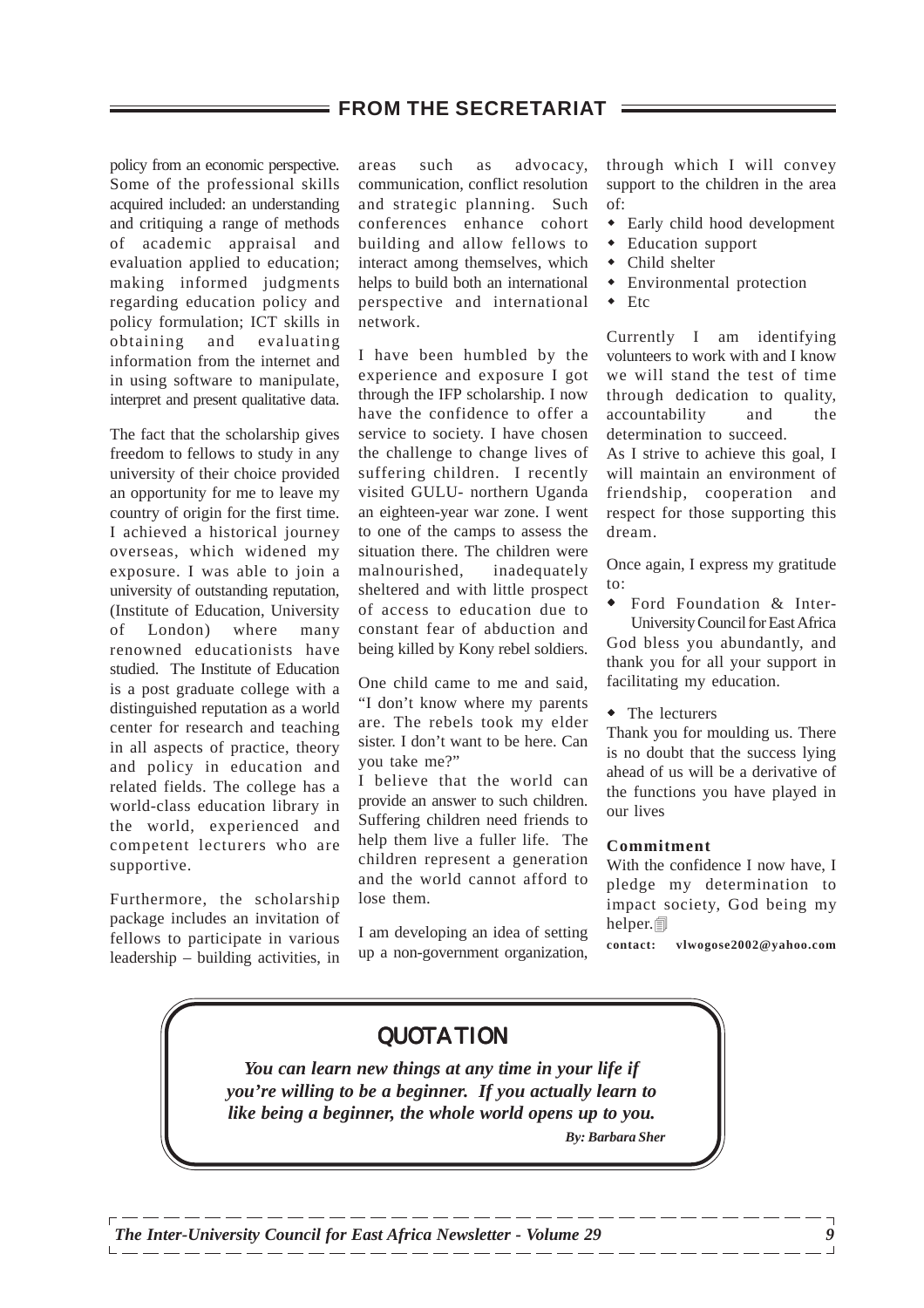## FROM THE SECRETARIAT

policy from an economic perspective. Some of the professional skills acquired included: an understanding and critiquing a range of methods of academic appraisal and evaluation applied to education; making informed judgments regarding education policy and policy formulation; ICT skills in obtaining and evaluating information from the internet and in using software to manipulate, interpret and present qualitative data.

The fact that the scholarship gives freedom to fellows to study in any university of their choice provided an opportunity for me to leave my country of origin for the first time. I achieved a historical journey overseas, which widened my exposure. I was able to join a university of outstanding reputation, (Institute of Education, University of London) where many renowned educationists have studied. The Institute of Education is a post graduate college with a distinguished reputation as a world center for research and teaching in all aspects of practice, theory and policy in education and related fields. The college has a world-class education library in the world, experienced and competent lecturers who are supportive.

Furthermore, the scholarship package includes an invitation of fellows to participate in various leadership – building activities, in areas such as advocacy, communication, conflict resolution and strategic planning. Such conferences enhance cohort building and allow fellows to interact among themselves, which helps to build both an international perspective and international network.

I have been humbled by the experience and exposure I got through the IFP scholarship. I now have the confidence to offer a service to society. I have chosen the challenge to change lives of suffering children. I recently visited GULU- northern Uganda an eighteen-year war zone. I went to one of the camps to assess the situation there. The children were malnourished, inadequately sheltered and with little prospect of access to education due to constant fear of abduction and being killed by Kony rebel soldiers.

One child came to me and said, "I don't know where my parents are. The rebels took my elder sister. I don't want to be here. Can you take me?"

I believe that the world can provide an answer to such children. Suffering children need friends to help them live a fuller life. The children represent a generation and the world cannot afford to lose them.

I am developing an idea of setting up a non-government organization, through which I will convey support to the children in the area of:

- Early child hood development
- Education support
- Child shelter
- Environmental protection
- Etc

Currently I am identifying volunteers to work with and I know we will stand the test of time through dedication to quality, accountability and the determination to succeed.

As I strive to achieve this goal, I will maintain an environment of friendship, cooperation and respect for those supporting this dream.

Once again, I express my gratitude to:

- Ford Foundation & Inter-University Council for East Africa

God bless you abundantly, and thank you for all your support in facilitating my education.

- The lecturers

Thank you for moulding us. There is no doubt that the success lying ahead of us will be a derivative of the functions you have played in our lives

**Commitment**

With the confidence I now have, I pledge my determination to impact society, God being my helper.

**contact: vlwogose2002@yahoo.com**

## QUOTATION

***You can learn new things at any time in your life if you're willing to be a beginner. If you actually learn to like being a beginner, the whole world opens up to you.***

***By: Barbara Sher***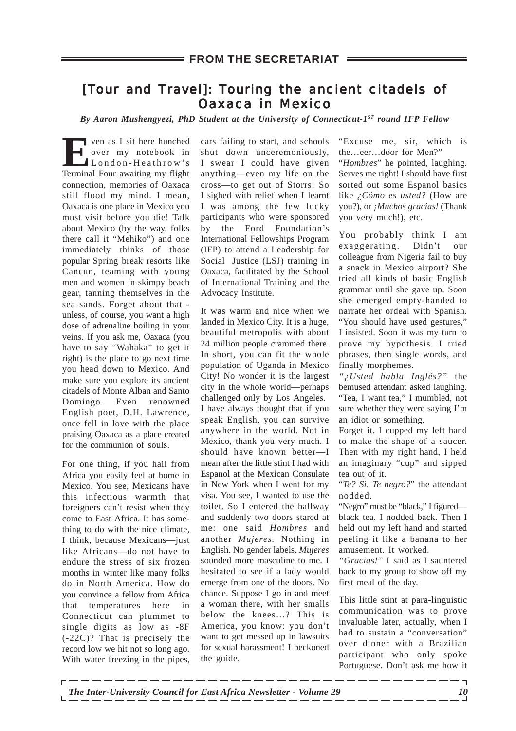## FROM THE SECRETARIAT

# [Tour and Travel]: Touring the ancient citadels of Oaxaca in Mexico

***By Aaron Mushengyezi, PhD Student at the University of Connecticut-1st round IFP Fellow***

Even as I sit here hunched over my notebook in London-Heathrow's Terminal Four awaiting my flight connection, memories of Oaxaca still flood my mind. I mean, Oaxaca is one place in Mexico you must visit before you die! Talk about Mexico (by the way, folks there call it "Mehiko") and one immediately thinks of those popular Spring break resorts like Cancun, teaming with young men and women in skimpy beach gear, tanning themselves in the sea sands. Forget about that - unless, of course, you want a high dose of adrenaline boiling in your veins. If you ask me, Oaxaca (you have to say "Wahaka" to get it right) is the place to go next time you head down to Mexico. And make sure you explore its ancient citadels of Monte Alban and Santo Domingo. Even renowned English poet, D.H. Lawrence, once fell in love with the place praising Oaxaca as a place created for the communion of souls.

For one thing, if you hail from Africa you easily feel at home in Mexico. You see, Mexicans have this infectious warmth that foreigners can't resist when they come to East Africa. It has something to do with the nice climate, I think, because Mexicans—just like Africans—do not have to endure the stress of six frozen months in winter like many folks do in North America. How do you convince a fellow from Africa that temperatures here in Connecticut can plummet to single digits as low as -8F (-22C)? That is precisely the record low we hit not so long ago. With water freezing in the pipes, cars failing to start, and schools shut down unceremoniously, I swear I could have given anything—even my life on the cross—to get out of Storrs! So I sighed with relief when I learnt I was among the few lucky participants who were sponsored by the Ford Foundation's International Fellowships Program (IFP) to attend a Leadership for Social Justice (LSJ) training in Oaxaca, facilitated by the School of International Training and the Advocacy Institute.

It was warm and nice when we landed in Mexico City. It is a huge, beautiful metropolis with about 24 million people crammed there. In short, you can fit the whole population of Uganda in Mexico City! No wonder it is the largest city in the whole world—perhaps challenged only by Los Angeles.

I have always thought that if you speak English, you can survive anywhere in the world. Not in Mexico, thank you very much. I should have known better—I mean after the little stint I had with Espanol at the Mexican Consulate in New York when I went for my visa. You see, I wanted to use the toilet. So I entered the hallway and suddenly two doors stared at me: one said *Hombres* and another *Mujeres*. Nothing in English. No gender labels. *Mujeres* sounded more masculine to me. I hesitated to see if a lady would emerge from one of the doors. No chance. Suppose I go in and meet a woman there, with her smalls below the knees…? This is America, you know: you don't want to get messed up in lawsuits for sexual harassment! I beckoned the guide.

"Excuse me, sir, which is the…eer…door for Men?"

"*Hombres*" he pointed, laughing. Serves me right! I should have first sorted out some Espanol basics like *¿Cómo es usted?* (How are you?), or *¡Muchos gracias!* (Thank you very much!), etc.

You probably think I am exaggerating. Didn't our colleague from Nigeria fail to buy a snack in Mexico airport? She tried all kinds of basic English grammar until she gave up. Soon she emerged empty-handed to narrate her ordeal with Spanish. "You should have used gestures," I insisted. Soon it was my turn to prove my hypothesis. I tried phrases, then single words, and finally morphemes.

*"¿Usted habla Inglés?"* the bemused attendant asked laughing. "Tea, I want tea," I mumbled, not sure whether they were saying I'm an idiot or something.

Forget it. I cupped my left hand to make the shape of a saucer. Then with my right hand, I held an imaginary "cup" and sipped tea out of it.

"*Te? Si. Te negro?*" the attendant nodded.

"Negro" must be "black," I figured—black tea. I nodded back. Then I held out my left hand and started peeling it like a banana to her amusement. It worked.

*"Gracias!"* I said as I sauntered back to my group to show off my first meal of the day.

This little stint at para-linguistic communication was to prove invaluable later, actually, when I had to sustain a "conversation" over dinner with a Brazilian participant who only spoke Portuguese. Don't ask me how it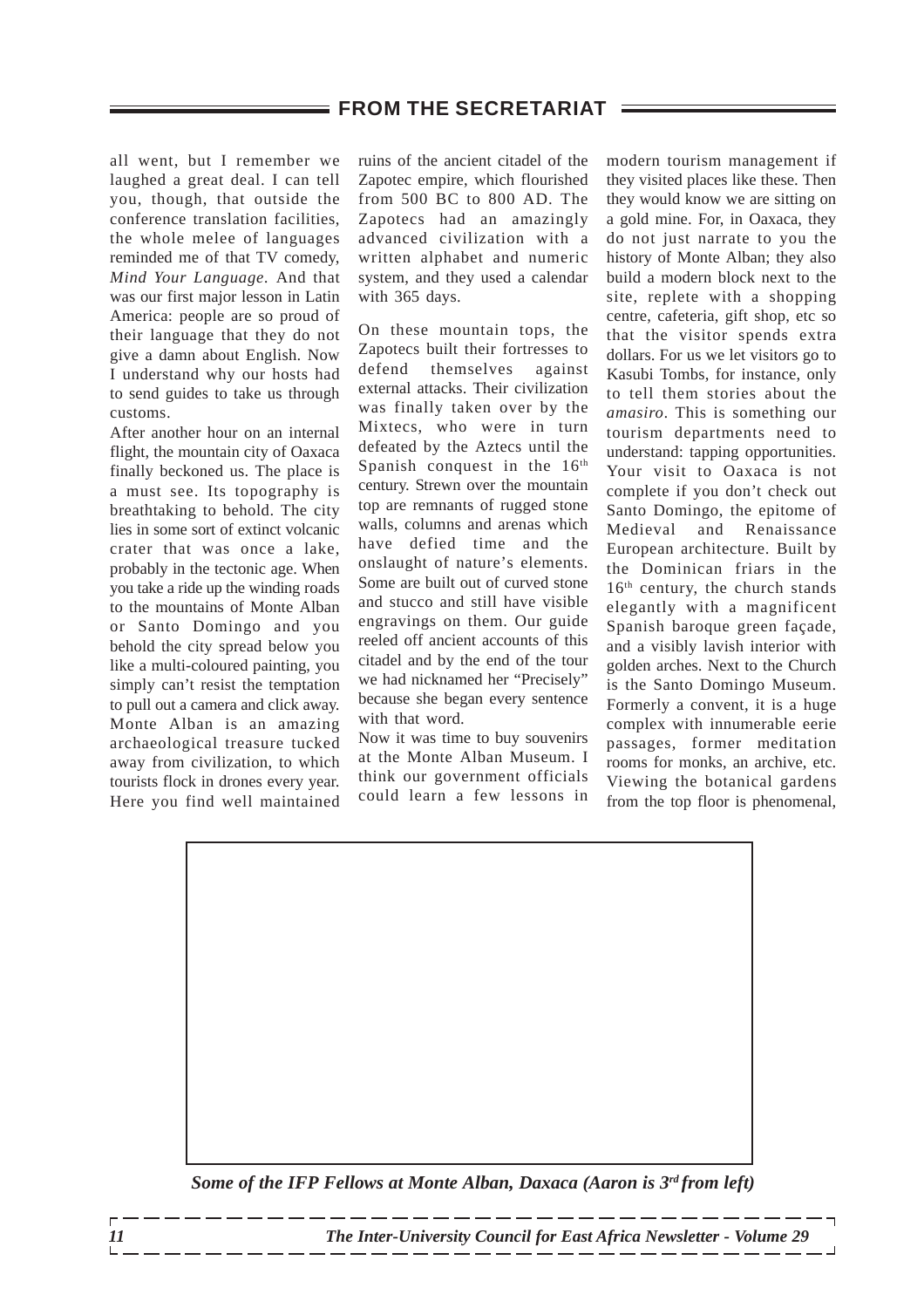all went, but I remember we laughed a great deal. I can tell you, though, that outside the conference translation facilities, the whole melee of languages reminded me of that TV comedy, *Mind Your Language*. And that was our first major lesson in Latin America: people are so proud of their language that they do not give a damn about English. Now I understand why our hosts had to send guides to take us through customs.

After another hour on an internal flight, the mountain city of Oaxaca finally beckoned us. The place is a must see. Its topography is breathtaking to behold. The city lies in some sort of extinct volcanic crater that was once a lake, probably in the tectonic age. When you take a ride up the winding roads to the mountains of Monte Alban or Santo Domingo and you behold the city spread below you like a multi-coloured painting, you simply can't resist the temptation to pull out a camera and click away. Monte Alban is an amazing archaeological treasure tucked away from civilization, to which tourists flock in drones every year. Here you find well maintained ruins of the ancient citadel of the Zapotec empire, which flourished from 500 BC to 800 AD. The Zapotecs had an amazingly advanced civilization with a written alphabet and numeric system, and they used a calendar with 365 days.

On these mountain tops, the Zapotecs built their fortresses to defend themselves against external attacks. Their civilization was finally taken over by the Mixtecs, who were in turn defeated by the Aztecs until the Spanish conquest in the 16th century. Strewn over the mountain top are remnants of rugged stone walls, columns and arenas which have defied time and the onslaught of nature's elements. Some are built out of curved stone and stucco and still have visible engravings on them. Our guide reeled off ancient accounts of this citadel and by the end of the tour we had nicknamed her "Precisely" because she began every sentence with that word.

Now it was time to buy souvenirs at the Monte Alban Museum. I think our government officials could learn a few lessons in modern tourism management if they visited places like these. Then they would know we are sitting on a gold mine. For, in Oaxaca, they do not just narrate to you the history of Monte Alban; they also build a modern block next to the site, replete with a shopping centre, cafeteria, gift shop, etc so that the visitor spends extra dollars. For us we let visitors go to Kasubi Tombs, for instance, only to tell them stories about the *amasiro*. This is something our tourism departments need to understand: tapping opportunities. Your visit to Oaxaca is not complete if you don't check out Santo Domingo, the epitome of Medieval and Renaissance European architecture. Built by the Dominican friars in the 16th century, the church stands elegantly with a magnificent Spanish baroque green façade, and a visibly lavish interior with golden arches. Next to the Church is the Santo Domingo Museum. Formerly a convent, it is a huge complex with innumerable eerie passages, former meditation rooms for monks, an archive, etc. Viewing the botanical gardens from the top floor is phenomenal,

***Some of the IFP Fellows at Monte Alban, Daxaca (Aaron is 3rd from left)***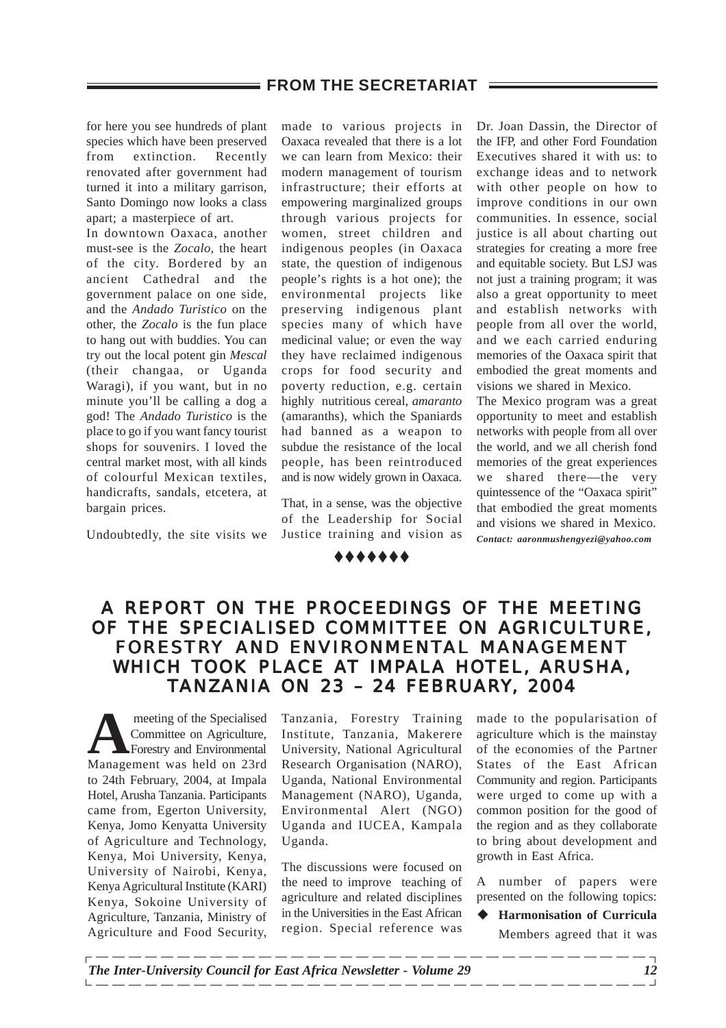for here you see hundreds of plant species which have been preserved from extinction. Recently renovated after government had turned it into a military garrison, Santo Domingo now looks a class apart; a masterpiece of art.

In downtown Oaxaca, another must-see is the *Zocalo,* the heart of the city. Bordered by an ancient Cathedral and the government palace on one side, and the *Andado Turistico* on the other, the *Zocalo* is the fun place to hang out with buddies. You can try out the local potent gin *Mescal* (their changaa, or Uganda Waragi), if you want, but in no minute you'll be calling a dog a god! The *Andado Turistico* is the place to go if you want fancy tourist shops for souvenirs. I loved the central market most, with all kinds of colourful Mexican textiles, handicrafts, sandals, etcetera, at bargain prices.

Undoubtedly, the site visits we made to various projects in Oaxaca revealed that there is a lot we can learn from Mexico: their modern management of tourism infrastructure; their efforts at empowering marginalized groups through various projects for women, street children and indigenous peoples (in Oaxaca state, the question of indigenous people's rights is a hot one); the environmental projects like preserving indigenous plant species many of which have medicinal value; or even the way they have reclaimed indigenous crops for food security and poverty reduction, e.g. certain highly nutritious cereal, *amaranto* (amaranths), which the Spaniards had banned as a weapon to subdue the resistance of the local people, has been reintroduced and is now widely grown in Oaxaca.

That, in a sense, was the objective of the Leadership for Social Justice training and vision as Dr. Joan Dassin, the Director of the IFP, and other Ford Foundation Executives shared it with us: to exchange ideas and to network with other people on how to improve conditions in our own communities. In essence, social justice is all about charting out strategies for creating a more free and equitable society. But LSJ was not just a training program; it was also a great opportunity to meet and establish networks with people from all over the world, and we each carried enduring memories of the Oaxaca spirit that embodied the great moments and visions we shared in Mexico.

The Mexico program was a great opportunity to meet and establish networks with people from all over the world, and we all cherish fond memories of the great experiences we shared there—the very quintessence of the "Oaxaca spirit" that embodied the great moments and visions we shared in Mexico.

***Contact: aaronmushengyezi@yahoo.com***

♦♦♦♦♦♦♦

## A REPORT ON THE PROCEEDINGS OF THE MEETING OF THE SPECIALISED COMMITTEE ON AGRICULTURE, FORESTRY AND ENVIRONMENTAL MANAGEMENT WHICH TOOK PLACE AT IMPALA HOTEL, ARUSHA, TANZANIA ON 23 – 24 FEBRUARY, 2004

A meeting of the Specialised Committee on Agriculture, Forestry and Environmental Management was held on 23rd to 24th February, 2004, at Impala Hotel, Arusha Tanzania. Participants came from, Egerton University, Kenya, Jomo Kenyatta University of Agriculture and Technology, Kenya, Moi University, Kenya, University of Nairobi, Kenya, Kenya Agricultural Institute (KARI) Kenya, Sokoine University of Agriculture, Tanzania, Ministry of Agriculture and Food Security, Tanzania, Forestry Training Institute, Tanzania, Makerere University, National Agricultural Research Organisation (NARO), Uganda, National Environmental Management (NARO), Uganda, Environmental Alert (NGO) Uganda and IUCEA, Kampala Uganda.

The discussions were focused on the need to improve teaching of agriculture and related disciplines in the Universities in the East African region. Special reference was made to the popularisation of agriculture which is the mainstay of the economies of the Partner States of the East African Community and region. Participants were urged to come up with a common position for the good of the region and as they collaborate to bring about development and growth in East Africa.

A number of papers were presented on the following topics:

- **Harmonisation of Curricula**

  Members agreed that it was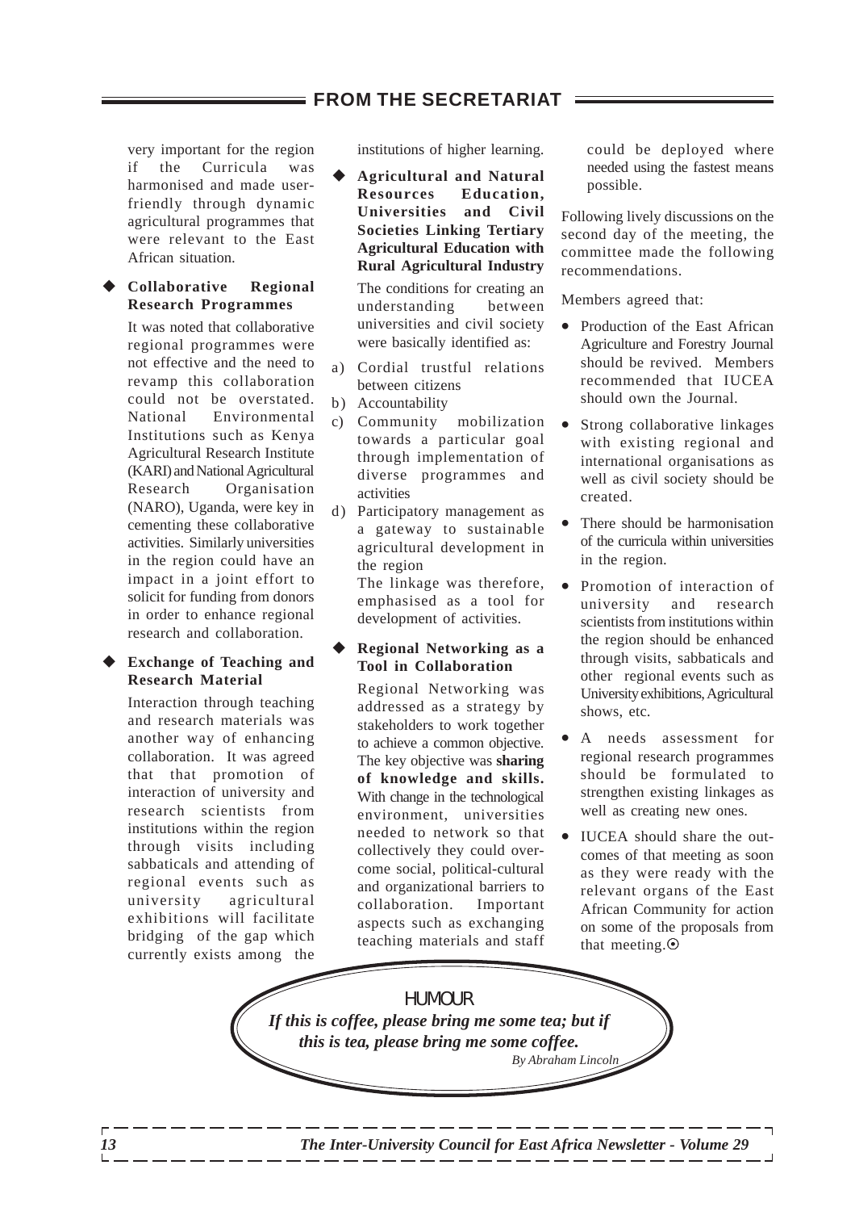very important for the region if the Curricula was harmonised and made user-friendly through dynamic agricultural programmes that were relevant to the East African situation.

- **Collaborative Regional Research Programmes**

  It was noted that collaborative regional programmes were not effective and the need to revamp this collaboration could not be overstated. National Environmental Institutions such as Kenya Agricultural Research Institute (KARI) and National Agricultural Research Organisation (NARO), Uganda, were key in cementing these collaborative activities. Similarly universities in the region could have an impact in a joint effort to solicit for funding from donors in order to enhance regional research and collaboration.

- **Exchange of Teaching and Research Material**

  Interaction through teaching and research materials was another way of enhancing collaboration. It was agreed that that promotion of interaction of university and research scientists from institutions within the region through visits including sabbaticals and attending of regional events such as university agricultural exhibitions will facilitate bridging of the gap which currently exists among the institutions of higher learning.

- **Agricultural and Natural Resources Education, Universities and Civil Societies Linking Tertiary Agricultural Education with Rural Agricultural Industry**

  The conditions for creating an understanding between universities and civil society were basically identified as:

  a) Cordial trustful relations between citizens
  b) Accountability
  c) Community mobilization towards a particular goal through implementation of diverse programmes and activities
  d) Participatory management as a gateway to sustainable agricultural development in the region

  The linkage was therefore, emphasised as a tool for development of activities.

- **Regional Networking as a Tool in Collaboration**

  Regional Networking was addressed as a strategy by stakeholders to work together to achieve a common objective. The key objective was **sharing of knowledge and skills.** With change in the technological environment, universities needed to network so that collectively they could overcome social, political-cultural and organizational barriers to collaboration. Important aspects such as exchanging teaching materials and staff could be deployed where needed using the fastest means possible.

Following lively discussions on the second day of the meeting, the committee made the following recommendations.

Members agreed that:

- Production of the East African Agriculture and Forestry Journal should be revived. Members recommended that IUCEA should own the Journal.
- Strong collaborative linkages with existing regional and international organisations as well as civil society should be created.
- There should be harmonisation of the curricula within universities in the region.
- Promotion of interaction of university and research scientists from institutions within the region should be enhanced through visits, sabbaticals and other regional events such as University exhibitions, Agricultural shows, etc.
- A needs assessment for regional research programmes should be formulated to strengthen existing linkages as well as creating new ones.
- IUCEA should share the outcomes of that meeting as soon as they were ready with the relevant organs of the East African Community for action on some of the proposals from that meeting.⊙

HUMOUR

***If this is coffee, please bring me some tea; but if this is tea, please bring me some coffee.***

*By Abraham Lincoln*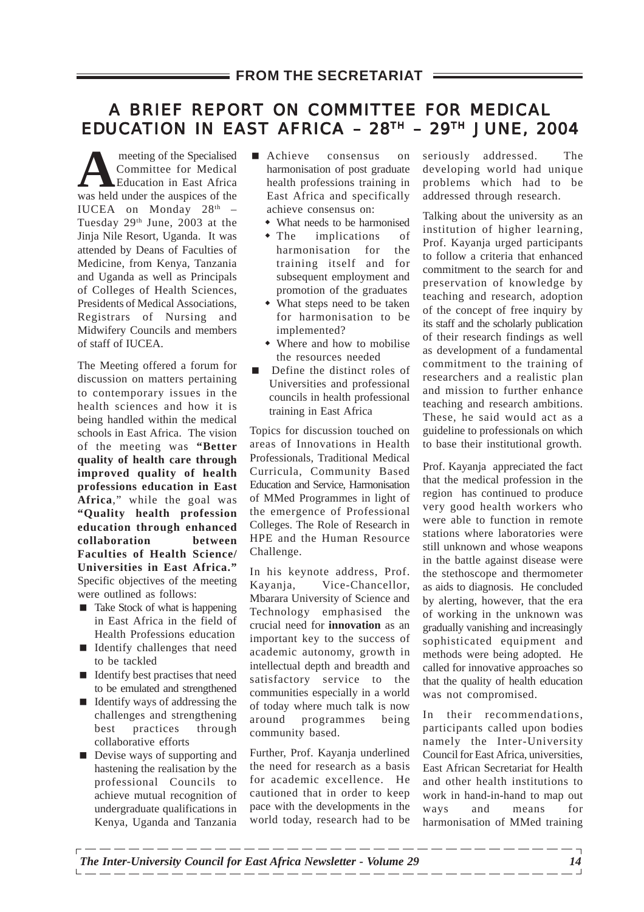## FROM THE SECRETARIAT

# A BRIEF REPORT ON COMMITTEE FOR MEDICAL EDUCATION IN EAST AFRICA – 28TH – 29TH JUNE, 2004

A meeting of the Specialised Committee for Medical Education in East Africa was held under the auspices of the IUCEA on Monday 28th – Tuesday 29th June, 2003 at the Jinja Nile Resort, Uganda. It was attended by Deans of Faculties of Medicine, from Kenya, Tanzania and Uganda as well as Principals of Colleges of Health Sciences, Presidents of Medical Associations, Registrars of Nursing and Midwifery Councils and members of staff of IUCEA.

The Meeting offered a forum for discussion on matters pertaining to contemporary issues in the health sciences and how it is being handled within the medical schools in East Africa. The vision of the meeting was **"Better quality of health care through improved quality of health professions education in East Africa**," while the goal was **"Quality health profession education through enhanced collaboration between Faculties of Health Science/ Universities in East Africa."** Specific objectives of the meeting were outlined as follows:

- Take Stock of what is happening in East Africa in the field of Health Professions education
- Identify challenges that need to be tackled
- Identify best practises that need to be emulated and strengthened
- Identify ways of addressing the challenges and strengthening best practices through collaborative efforts
- Devise ways of supporting and hastening the realisation by the professional Councils to achieve mutual recognition of undergraduate qualifications in Kenya, Uganda and Tanzania
- Achieve consensus on harmonisation of post graduate health professions training in East Africa and specifically achieve consensus on:
  - What needs to be harmonised
  - The implications of harmonisation for the training itself and for subsequent employment and promotion of the graduates
  - What steps need to be taken for harmonisation to be implemented?
  - Where and how to mobilise the resources needed
- Define the distinct roles of Universities and professional councils in health professional training in East Africa

Topics for discussion touched on areas of Innovations in Health Professionals, Traditional Medical Curricula, Community Based Education and Service, Harmonisation of MMed Programmes in light of the emergence of Professional Colleges. The Role of Research in HPE and the Human Resource Challenge.

In his keynote address, Prof. Kayanja, Vice-Chancellor, Mbarara University of Science and Technology emphasised the crucial need for **innovation** as an important key to the success of academic autonomy, growth in intellectual depth and breadth and satisfactory service to the communities especially in a world of today where much talk is now around programmes being community based.

Further, Prof. Kayanja underlined the need for research as a basis for academic excellence. He cautioned that in order to keep pace with the developments in the world today, research had to be seriously addressed. The developing world had unique problems which had to be addressed through research.

Talking about the university as an institution of higher learning, Prof. Kayanja urged participants to follow a criteria that enhanced commitment to the search for and preservation of knowledge by teaching and research, adoption of the concept of free inquiry by its staff and the scholarly publication of their research findings as well as development of a fundamental commitment to the training of researchers and a realistic plan and mission to further enhance teaching and research ambitions. These, he said would act as a guideline to professionals on which to base their institutional growth.

Prof. Kayanja appreciated the fact that the medical profession in the region has continued to produce very good health workers who were able to function in remote stations where laboratories were still unknown and whose weapons in the battle against disease were the stethoscope and thermometer as aids to diagnosis. He concluded by alerting, however, that the era of working in the unknown was gradually vanishing and increasingly sophisticated equipment and methods were being adopted. He called for innovative approaches so that the quality of health education was not compromised.

In their recommendations, participants called upon bodies namely the Inter-University Council for East Africa, universities, East African Secretariat for Health and other health institutions to work in hand-in-hand to map out ways and means for harmonisation of MMed training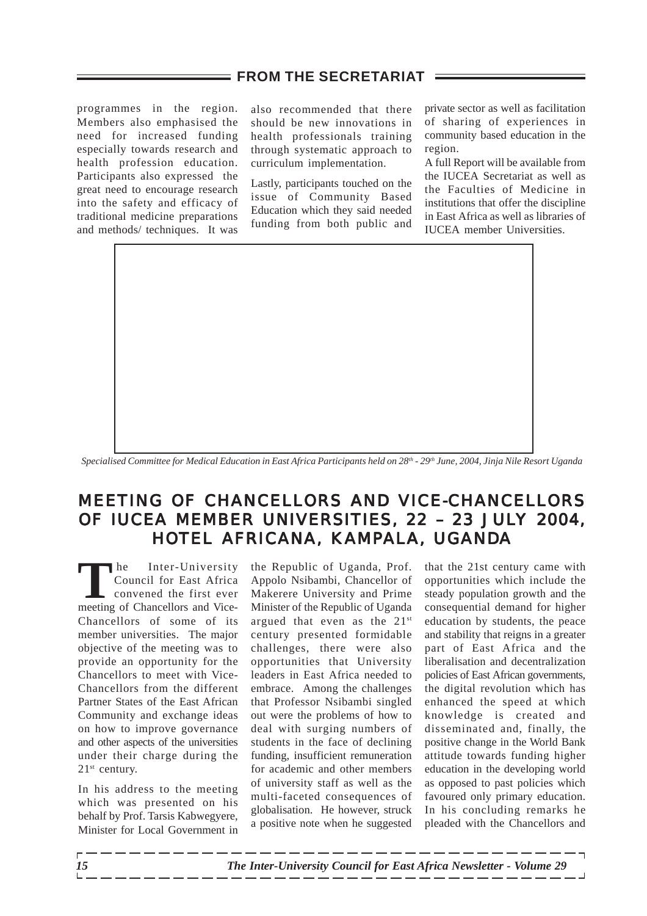programmes in the region. Members also emphasised the need for increased funding especially towards research and health profession education. Participants also expressed the great need to encourage research into the safety and efficacy of traditional medicine preparations and methods/ techniques. It was also recommended that there should be new innovations in health professionals training through systematic approach to curriculum implementation.

Lastly, participants touched on the issue of Community Based Education which they said needed funding from both public and private sector as well as facilitation of sharing of experiences in community based education in the region.

A full Report will be available from the IUCEA Secretariat as well as the Faculties of Medicine in institutions that offer the discipline in East Africa as well as libraries of IUCEA member Universities.

*Specialised Committee for Medical Education in East Africa Participants held on 28th - 29th June, 2004, Jinja Nile Resort Uganda*

## MEETING OF CHANCELLORS AND VICE-CHANCELLORS OF IUCEA MEMBER UNIVERSITIES, 22 – 23 JULY 2004, HOTEL AFRICANA, KAMPALA, UGANDA

The Inter-University Council for East Africa convened the first ever meeting of Chancellors and Vice-Chancellors of some of its member universities. The major objective of the meeting was to provide an opportunity for the Chancellors to meet with Vice-Chancellors from the different Partner States of the East African Community and exchange ideas on how to improve governance and other aspects of the universities under their charge during the 21st century.

In his address to the meeting which was presented on his behalf by Prof. Tarsis Kabwegyere, Minister for Local Government in the Republic of Uganda, Prof. Appolo Nsibambi, Chancellor of Makerere University and Prime Minister of the Republic of Uganda argued that even as the 21st century presented formidable challenges, there were also opportunities that University leaders in East Africa needed to embrace. Among the challenges that Professor Nsibambi singled out were the problems of how to deal with surging numbers of students in the face of declining funding, insufficient remuneration for academic and other members of university staff as well as the multi-faceted consequences of globalisation. He however, struck a positive note when he suggested that the 21st century came with opportunities which include the steady population growth and the consequential demand for higher education by students, the peace and stability that reigns in a greater part of East Africa and the liberalisation and decentralization policies of East African governments, the digital revolution which has enhanced the speed at which knowledge is created and disseminated and, finally, the positive change in the World Bank attitude towards funding higher education in the developing world as opposed to past policies which favoured only primary education. In his concluding remarks he pleaded with the Chancellors and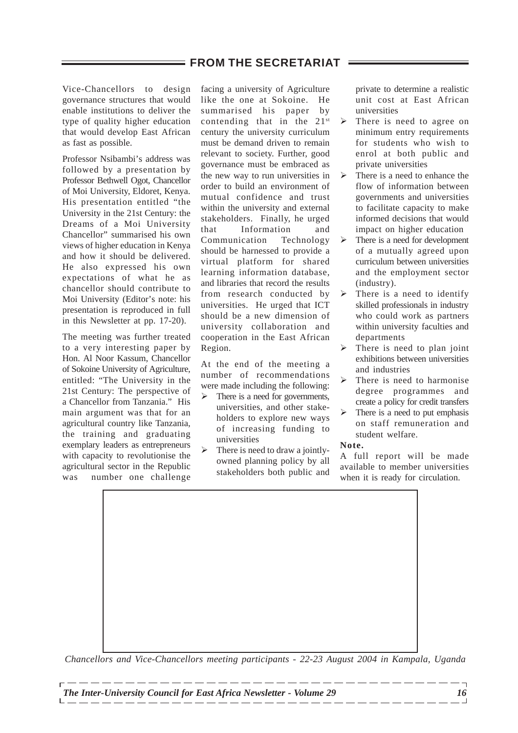## FROM THE SECRETARIAT

Vice-Chancellors to design governance structures that would enable institutions to deliver the type of quality higher education that would develop East African as fast as possible.

Professor Nsibambi's address was followed by a presentation by Professor Bethwell Ogot, Chancellor of Moi University, Eldoret, Kenya. His presentation entitled "the University in the 21st Century: the Dreams of a Moi University Chancellor" summarised his own views of higher education in Kenya and how it should be delivered. He also expressed his own expectations of what he as chancellor should contribute to Moi University (Editor's note: his presentation is reproduced in full in this Newsletter at pp. 17-20).

The meeting was further treated to a very interesting paper by Hon. Al Noor Kassum, Chancellor of Sokoine University of Agriculture, entitled: "The University in the 21st Century: The perspective of a Chancellor from Tanzania." His main argument was that for an agricultural country like Tanzania, the training and graduating exemplary leaders as entrepreneurs with capacity to revolutionise the agricultural sector in the Republic was number one challenge facing a university of Agriculture like the one at Sokoine. He summarised his paper by contending that in the 21st century the university curriculum must be demand driven to remain relevant to society. Further, good governance must be embraced as the new way to run universities in order to build an environment of mutual confidence and trust within the university and external stakeholders. Finally, he urged that Information and Communication Technology should be harnessed to provide a virtual platform for shared learning information database, and libraries that record the results from research conducted by universities. He urged that ICT should be a new dimension of university collaboration and cooperation in the East African Region.

At the end of the meeting a number of recommendations were made including the following:

- There is a need for governments, universities, and other stakeholders to explore new ways of increasing funding to universities
- There is need to draw a jointly-owned planning policy by all stakeholders both public and private to determine a realistic unit cost at East African universities
- There is need to agree on minimum entry requirements for students who wish to enrol at both public and private universities
- There is a need to enhance the flow of information between governments and universities to facilitate capacity to make informed decisions that would impact on higher education
- There is a need for development of a mutually agreed upon curriculum between universities and the employment sector (industry).
- There is a need to identify skilled professionals in industry who could work as partners within university faculties and departments
- There is need to plan joint exhibitions between universities and industries
- There is need to harmonise degree programmes and create a policy for credit transfers
- There is a need to put emphasis on staff remuneration and student welfare.

**Note.**
A full report will be made available to member universities when it is ready for circulation.

*Chancellors and Vice-Chancellors meeting participants - 22-23 August 2004 in Kampala, Uganda*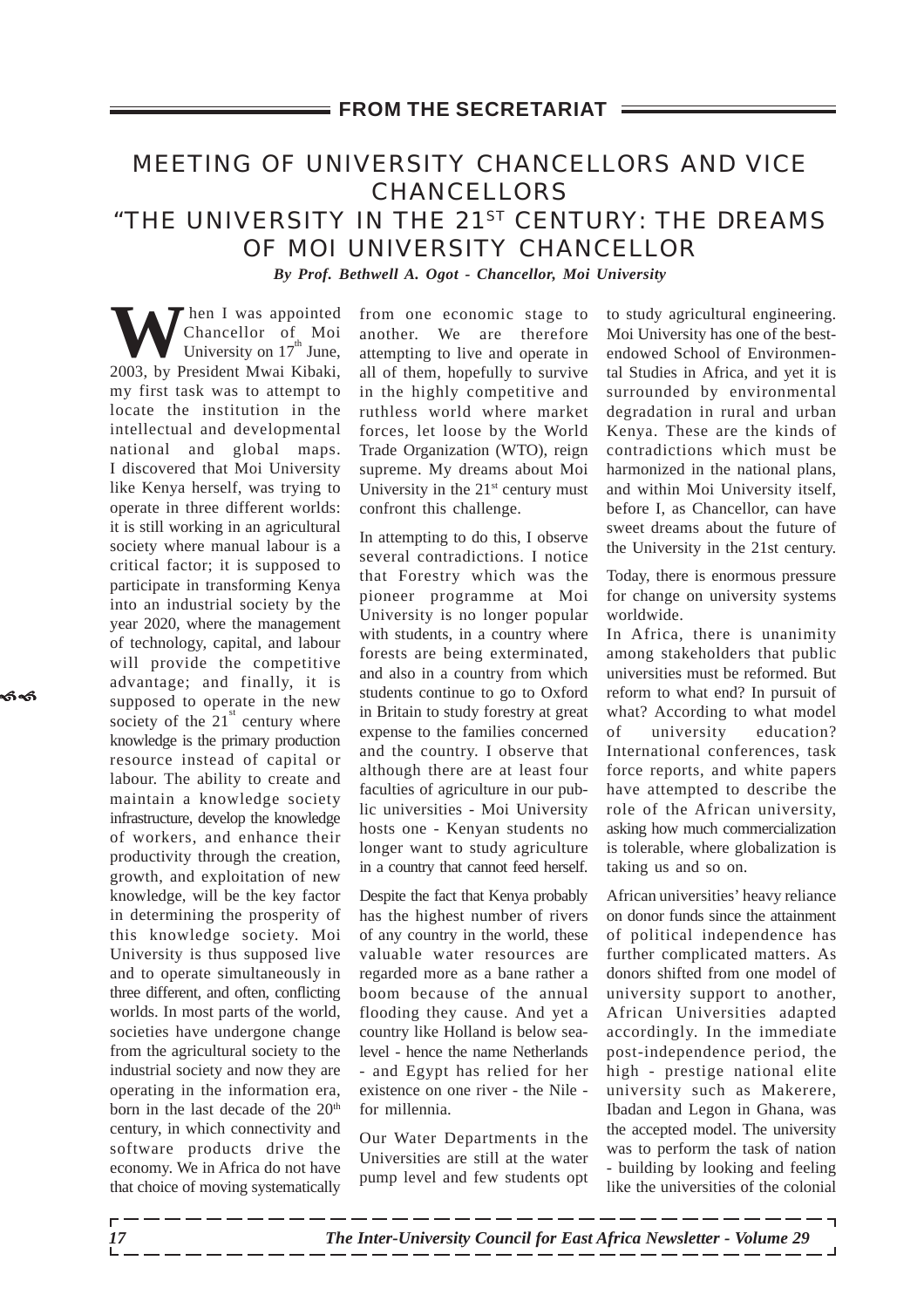## FROM THE SECRETARIAT

# MEETING OF UNIVERSITY CHANCELLORS AND VICE CHANCELLORS

# "THE UNIVERSITY IN THE 21ST CENTURY: THE DREAMS OF MOI UNIVERSITY CHANCELLOR

***By Prof. Bethwell A. Ogot - Chancellor, Moi University***

When I was appointed Chancellor of Moi University on 17th June, 2003, by President Mwai Kibaki, my first task was to attempt to locate the institution in the intellectual and developmental national and global maps. I discovered that Moi University like Kenya herself, was trying to operate in three different worlds: it is still working in an agricultural society where manual labour is a critical factor; it is supposed to participate in transforming Kenya into an industrial society by the year 2020, where the management of technology, capital, and labour will provide the competitive advantage; and finally, it is supposed to operate in the new society of the 21st century where knowledge is the primary production resource instead of capital or labour. The ability to create and maintain a knowledge society infrastructure, develop the knowledge of workers, and enhance their productivity through the creation, growth, and exploitation of new knowledge, will be the key factor in determining the prosperity of this knowledge society. Moi University is thus supposed live and to operate simultaneously in three different, and often, conflicting worlds. In most parts of the world, societies have undergone change from the agricultural society to the industrial society and now they are operating in the information era, born in the last decade of the 20th century, in which connectivity and software products drive the economy. We in Africa do not have that choice of moving systematically from one economic stage to another. We are therefore attempting to live and operate in all of them, hopefully to survive in the highly competitive and ruthless world where market forces, let loose by the World Trade Organization (WTO), reign supreme. My dreams about Moi University in the 21st century must confront this challenge.

In attempting to do this, I observe several contradictions. I notice that Forestry which was the pioneer programme at Moi University is no longer popular with students, in a country where forests are being exterminated, and also in a country from which students continue to go to Oxford in Britain to study forestry at great expense to the families concerned and the country. I observe that although there are at least four faculties of agriculture in our public universities - Moi University hosts one - Kenyan students no longer want to study agriculture in a country that cannot feed herself.

Despite the fact that Kenya probably has the highest number of rivers of any country in the world, these valuable water resources are regarded more as a bane rather a boom because of the annual flooding they cause. And yet a country like Holland is below sea-level - hence the name Netherlands - and Egypt has relied for her existence on one river - the Nile - for millennia.

Our Water Departments in the Universities are still at the water pump level and few students opt to study agricultural engineering. Moi University has one of the best-endowed School of Environmental Studies in Africa, and yet it is surrounded by environmental degradation in rural and urban Kenya. These are the kinds of contradictions which must be harmonized in the national plans, and within Moi University itself, before I, as Chancellor, can have sweet dreams about the future of the University in the 21st century.

Today, there is enormous pressure for change on university systems worldwide.

In Africa, there is unanimity among stakeholders that public universities must be reformed. But reform to what end? In pursuit of what? According to what model of university education? International conferences, task force reports, and white papers have attempted to describe the role of the African university, asking how much commercialization is tolerable, where globalization is taking us and so on.

African universities' heavy reliance on donor funds since the attainment of political independence has further complicated matters. As donors shifted from one model of university support to another, African Universities adapted accordingly. In the immediate post-independence period, the high - prestige national elite university such as Makerere, Ibadan and Legon in Ghana, was the accepted model. The university was to perform the task of nation - building by looking and feeling like the universities of the colonial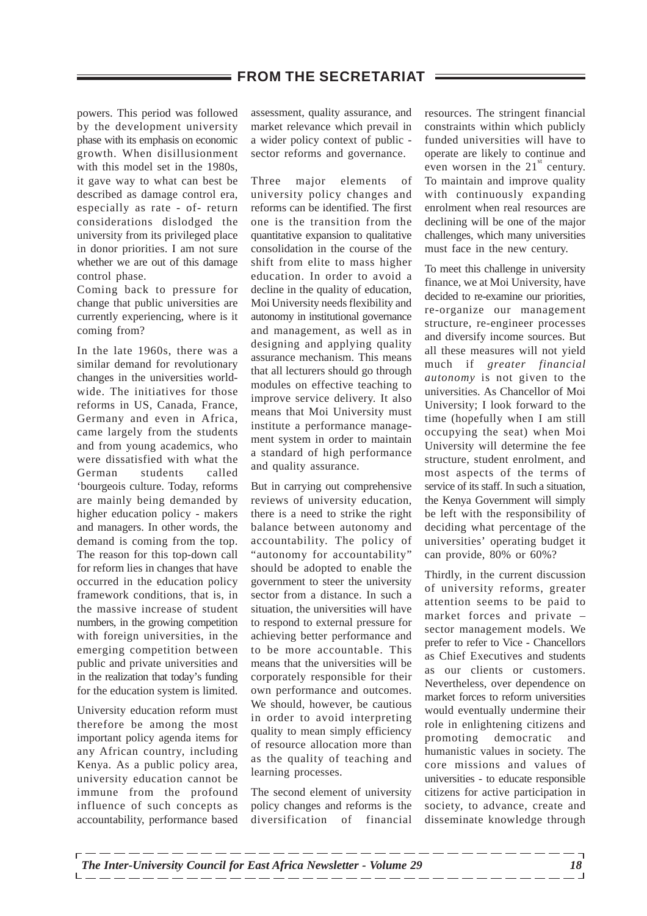powers. This period was followed by the development university phase with its emphasis on economic growth. When disillusionment with this model set in the 1980s, it gave way to what can best be described as damage control era, especially as rate - of- return considerations dislodged the university from its privileged place in donor priorities. I am not sure whether we are out of this damage control phase.

Coming back to pressure for change that public universities are currently experiencing, where is it coming from?

In the late 1960s, there was a similar demand for revolutionary changes in the universities world-wide. The initiatives for those reforms in US, Canada, France, Germany and even in Africa, came largely from the students and from young academics, who were dissatisfied with what the German students called 'bourgeois culture. Today, reforms are mainly being demanded by higher education policy - makers and managers. In other words, the demand is coming from the top. The reason for this top-down call for reform lies in changes that have occurred in the education policy framework conditions, that is, in the massive increase of student numbers, in the growing competition with foreign universities, in the emerging competition between public and private universities and in the realization that today's funding for the education system is limited.

University education reform must therefore be among the most important policy agenda items for any African country, including Kenya. As a public policy area, university education cannot be immune from the profound influence of such concepts as accountability, performance based assessment, quality assurance, and market relevance which prevail in a wider policy context of public - sector reforms and governance.

Three major elements of university policy changes and reforms can be identified. The first one is the transition from the quantitative expansion to qualitative consolidation in the course of the shift from elite to mass higher education. In order to avoid a decline in the quality of education, Moi University needs flexibility and autonomy in institutional governance and management, as well as in designing and applying quality assurance mechanism. This means that all lecturers should go through modules on effective teaching to improve service delivery. It also means that Moi University must institute a performance management system in order to maintain a standard of high performance and quality assurance.

But in carrying out comprehensive reviews of university education, there is a need to strike the right balance between autonomy and accountability. The policy of "autonomy for accountability" should be adopted to enable the government to steer the university sector from a distance. In such a situation, the universities will have to respond to external pressure for achieving better performance and to be more accountable. This means that the universities will be corporately responsible for their own performance and outcomes. We should, however, be cautious in order to avoid interpreting quality to mean simply efficiency of resource allocation more than as the quality of teaching and learning processes.

The second element of university policy changes and reforms is the diversification of financial resources. The stringent financial constraints within which publicly funded universities will have to operate are likely to continue and even worsen in the 21st century. To maintain and improve quality with continuously expanding enrolment when real resources are declining will be one of the major challenges, which many universities must face in the new century.

To meet this challenge in university finance, we at Moi University, have decided to re-examine our priorities, re-organize our management structure, re-engineer processes and diversify income sources. But all these measures will not yield much if *greater financial autonomy* is not given to the universities. As Chancellor of Moi University; I look forward to the time (hopefully when I am still occupying the seat) when Moi University will determine the fee structure, student enrolment, and most aspects of the terms of service of its staff. In such a situation, the Kenya Government will simply be left with the responsibility of deciding what percentage of the universities' operating budget it can provide, 80% or 60%?

Thirdly, in the current discussion of university reforms, greater attention seems to be paid to market forces and private – sector management models. We prefer to refer to Vice - Chancellors as Chief Executives and students as our clients or customers. Nevertheless, over dependence on market forces to reform universities would eventually undermine their role in enlightening citizens and promoting democratic and humanistic values in society. The core missions and values of universities - to educate responsible citizens for active participation in society, to advance, create and disseminate knowledge through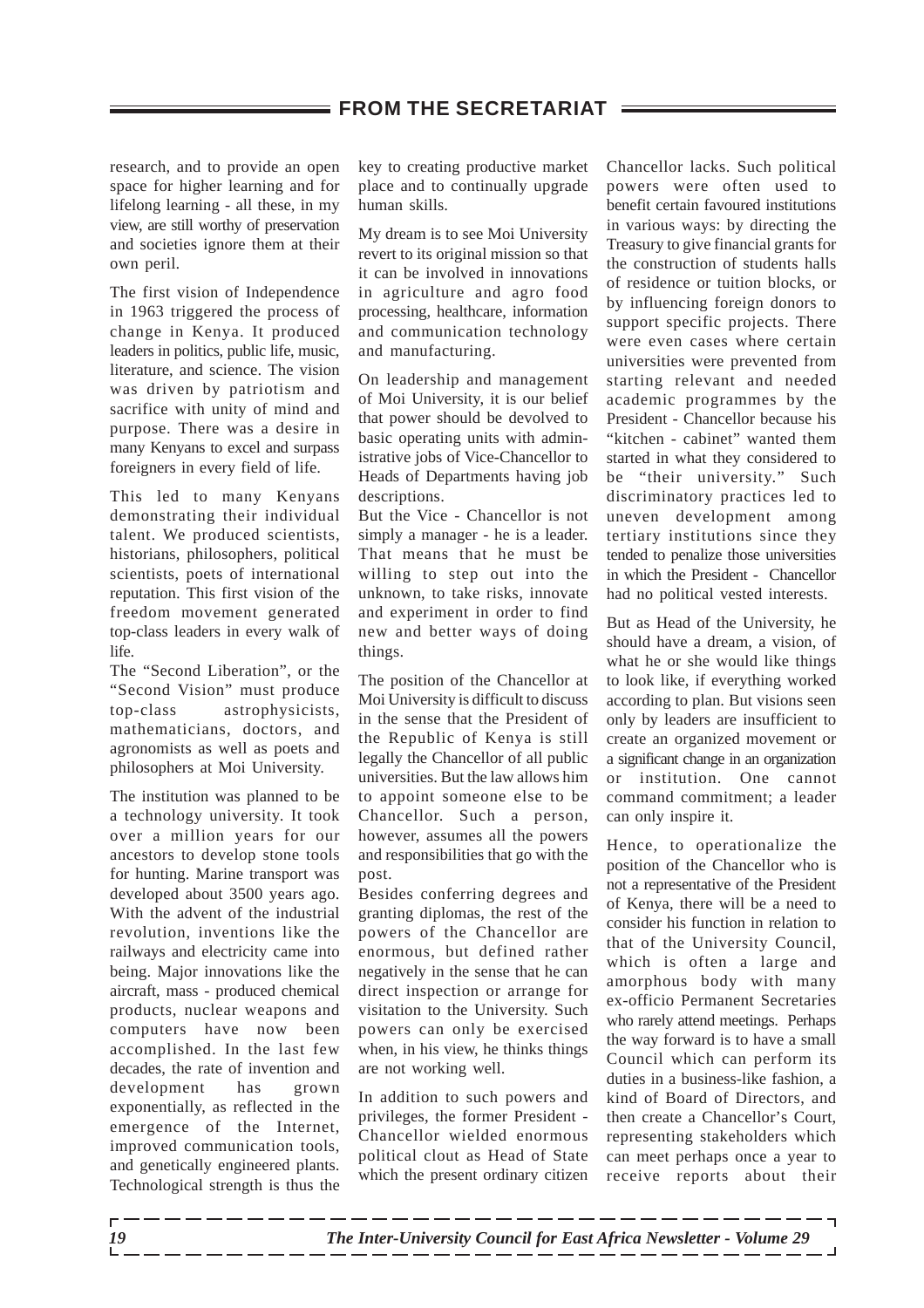research, and to provide an open space for higher learning and for lifelong learning - all these, in my view, are still worthy of preservation and societies ignore them at their own peril.

The first vision of Independence in 1963 triggered the process of change in Kenya. It produced leaders in politics, public life, music, literature, and science. The vision was driven by patriotism and sacrifice with unity of mind and purpose. There was a desire in many Kenyans to excel and surpass foreigners in every field of life.

This led to many Kenyans demonstrating their individual talent. We produced scientists, historians, philosophers, political scientists, poets of international reputation. This first vision of the freedom movement generated top-class leaders in every walk of life.

The "Second Liberation", or the "Second Vision" must produce top-class astrophysicists, mathematicians, doctors, and agronomists as well as poets and philosophers at Moi University.

The institution was planned to be a technology university. It took over a million years for our ancestors to develop stone tools for hunting. Marine transport was developed about 3500 years ago. With the advent of the industrial revolution, inventions like the railways and electricity came into being. Major innovations like the aircraft, mass - produced chemical products, nuclear weapons and computers have now been accomplished. In the last few decades, the rate of invention and development has grown exponentially, as reflected in the emergence of the Internet, improved communication tools, and genetically engineered plants. Technological strength is thus the key to creating productive market place and to continually upgrade human skills.

My dream is to see Moi University revert to its original mission so that it can be involved in innovations in agriculture and agro food processing, healthcare, information and communication technology and manufacturing.

On leadership and management of Moi University, it is our belief that power should be devolved to basic operating units with administrative jobs of Vice-Chancellor to Heads of Departments having job descriptions.

But the Vice - Chancellor is not simply a manager - he is a leader. That means that he must be willing to step out into the unknown, to take risks, innovate and experiment in order to find new and better ways of doing things.

The position of the Chancellor at Moi University is difficult to discuss in the sense that the President of the Republic of Kenya is still legally the Chancellor of all public universities. But the law allows him to appoint someone else to be Chancellor. Such a person, however, assumes all the powers and responsibilities that go with the post.

Besides conferring degrees and granting diplomas, the rest of the powers of the Chancellor are enormous, but defined rather negatively in the sense that he can direct inspection or arrange for visitation to the University. Such powers can only be exercised when, in his view, he thinks things are not working well.

In addition to such powers and privileges, the former President - Chancellor wielded enormous political clout as Head of State which the present ordinary citizen Chancellor lacks. Such political powers were often used to benefit certain favoured institutions in various ways: by directing the Treasury to give financial grants for the construction of students halls of residence or tuition blocks, or by influencing foreign donors to support specific projects. There were even cases where certain universities were prevented from starting relevant and needed academic programmes by the President - Chancellor because his "kitchen - cabinet" wanted them started in what they considered to be "their university." Such discriminatory practices led to uneven development among tertiary institutions since they tended to penalize those universities in which the President - Chancellor had no political vested interests.

But as Head of the University, he should have a dream, a vision, of what he or she would like things to look like, if everything worked according to plan. But visions seen only by leaders are insufficient to create an organized movement or a significant change in an organization or institution. One cannot command commitment; a leader can only inspire it.

Hence, to operationalize the position of the Chancellor who is not a representative of the President of Kenya, there will be a need to consider his function in relation to that of the University Council, which is often a large and amorphous body with many ex-officio Permanent Secretaries who rarely attend meetings. Perhaps the way forward is to have a small Council which can perform its duties in a business-like fashion, a kind of Board of Directors, and then create a Chancellor's Court, representing stakeholders which can meet perhaps once a year to receive reports about their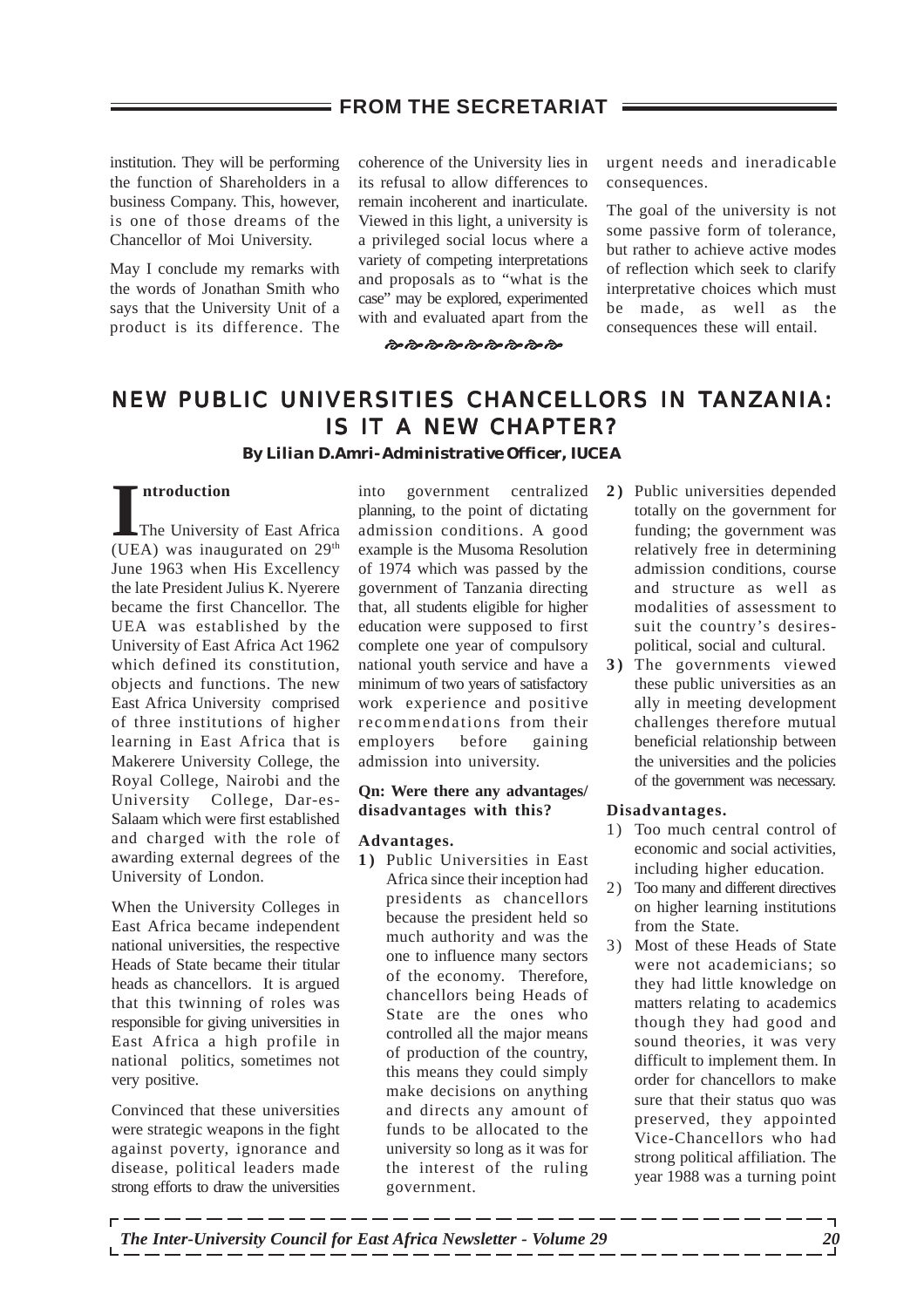institution. They will be performing the function of Shareholders in a business Company. This, however, is one of those dreams of the Chancellor of Moi University.

May I conclude my remarks with the words of Jonathan Smith who says that the University Unit of a product is its difference. The coherence of the University lies in its refusal to allow differences to remain incoherent and inarticulate. Viewed in this light, a university is a privileged social locus where a variety of competing interpretations and proposals as to "what is the case" may be explored, experimented with and evaluated apart from the urgent needs and ineradicable consequences.

The goal of the university is not some passive form of tolerance, but rather to achieve active modes of reflection which seek to clarify interpretative choices which must be made, as well as the consequences these will entail.

# NEW PUBLIC UNIVERSITIES CHANCELLORS IN TANZANIA: IS IT A NEW CHAPTER?

**By Lilian D.Amri-Administrative Officer, IUCEA**

## Introduction

The University of East Africa (UEA) was inaugurated on 29th June 1963 when His Excellency the late President Julius K. Nyerere became the first Chancellor. The UEA was established by the University of East Africa Act 1962 which defined its constitution, objects and functions. The new East Africa University comprised of three institutions of higher learning in East Africa that is Makerere University College, the Royal College, Nairobi and the University College, Dar-es-Salaam which were first established and charged with the role of awarding external degrees of the University of London.

When the University Colleges in East Africa became independent national universities, the respective Heads of State became their titular heads as chancellors. It is argued that this twinning of roles was responsible for giving universities in East Africa a high profile in national politics, sometimes not very positive.

Convinced that these universities were strategic weapons in the fight against poverty, ignorance and disease, political leaders made strong efforts to draw the universities into government centralized planning, to the point of dictating admission conditions. A good example is the Musoma Resolution of 1974 which was passed by the government of Tanzania directing that, all students eligible for higher education were supposed to first complete one year of compulsory national youth service and have a minimum of two years of satisfactory work experience and positive recommendations from their employers before gaining admission into university.

**Qn: Were there any advantages/ disadvantages with this?**

**Advantages.**

1) Public Universities in East Africa since their inception had presidents as chancellors because the president held so much authority and was the one to influence many sectors of the economy. Therefore, chancellors being Heads of State are the ones who controlled all the major means of production of the country, this means they could simply make decisions on anything and directs any amount of funds to be allocated to the university so long as it was for the interest of the ruling government.
2) Public universities depended totally on the government for funding; the government was relatively free in determining admission conditions, course and structure as well as modalities of assessment to suit the country's desires-political, social and cultural.
3) The governments viewed these public universities as an ally in meeting development challenges therefore mutual beneficial relationship between the universities and the policies of the government was necessary.

**Disadvantages.**

1) Too much central control of economic and social activities, including higher education.
2) Too many and different directives on higher learning institutions from the State.
3) Most of these Heads of State were not academicians; so they had little knowledge on matters relating to academics though they had good and sound theories, it was very difficult to implement them. In order for chancellors to make sure that their status quo was preserved, they appointed Vice-Chancellors who had strong political affiliation. The year 1988 was a turning point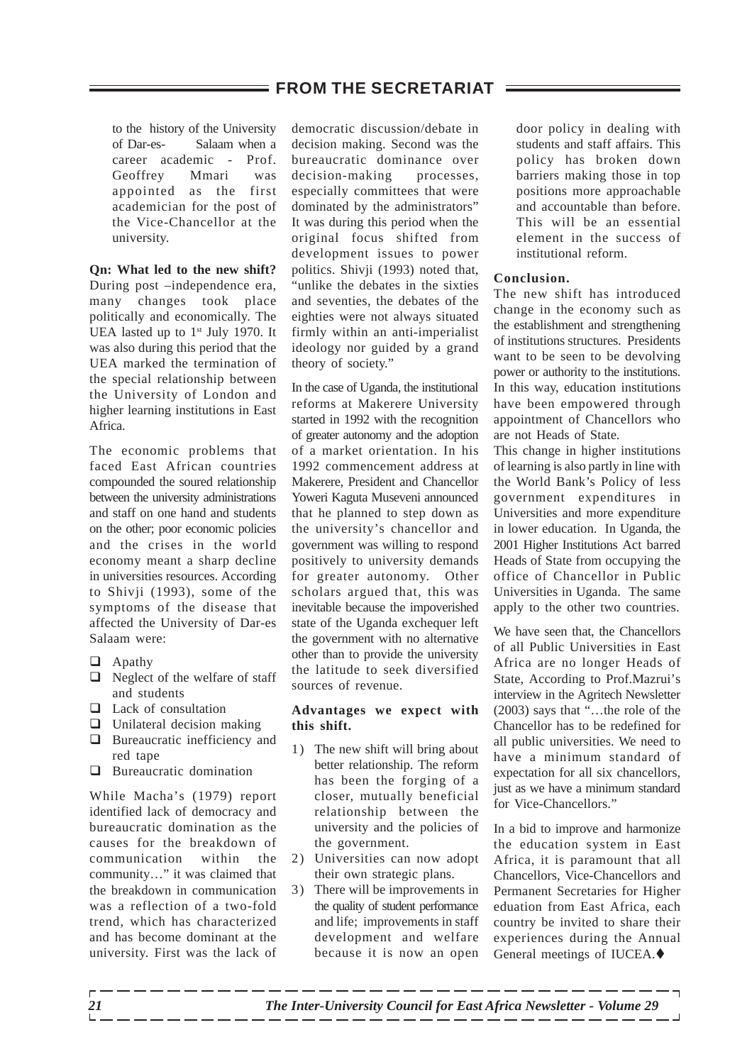to the history of the University of Dar-es- Salaam when a career academic - Prof. Geoffrey Mmari was appointed as the first academician for the post of the Vice-Chancellor at the university.

**Qn: What led to the new shift?**
During post –independence era, many changes took place politically and economically. The UEA lasted up to 1st July 1970. It was also during this period that the UEA marked the termination of the special relationship between the University of London and higher learning institutions in East Africa.

The economic problems that faced East African countries compounded the soured relationship between the university administrations and staff on one hand and students on the other; poor economic policies and the crises in the world economy meant a sharp decline in universities resources. According to Shivji (1993), some of the symptoms of the disease that affected the University of Dar-es Salaam were:

- Apathy
- Neglect of the welfare of staff and students
- Lack of consultation
- Unilateral decision making
- Bureaucratic inefficiency and red tape
- Bureaucratic domination

While Macha's (1979) report identified lack of democracy and bureaucratic domination as the causes for the breakdown of communication within the community…" it was claimed that the breakdown in communication was a reflection of a two-fold trend, which has characterized and has become dominant at the university. First was the lack of democratic discussion/debate in decision making. Second was the bureaucratic dominance over decision-making processes, especially committees that were dominated by the administrators" It was during this period when the original focus shifted from development issues to power politics. Shivji (1993) noted that, "unlike the debates in the sixties and seventies, the debates of the eighties were not always situated firmly within an anti-imperialist ideology nor guided by a grand theory of society."

In the case of Uganda, the institutional reforms at Makerere University started in 1992 with the recognition of greater autonomy and the adoption of a market orientation. In his 1992 commencement address at Makerere, President and Chancellor Yoweri Kaguta Museveni announced that he planned to step down as the university's chancellor and government was willing to respond positively to university demands for greater autonomy. Other scholars argued that, this was inevitable because the impoverished state of the Uganda exchequer left the government with no alternative other than to provide the university the latitude to seek diversified sources of revenue.

**Advantages we expect with this shift.**

1) The new shift will bring about better relationship. The reform has been the forging of a closer, mutually beneficial relationship between the university and the policies of the government.
2) Universities can now adopt their own strategic plans.
3) There will be improvements in the quality of student performance and life; improvements in staff development and welfare because it is now an open door policy in dealing with students and staff affairs. This policy has broken down barriers making those in top positions more approachable and accountable than before. This will be an essential element in the success of institutional reform.

**Conclusion.**
The new shift has introduced change in the economy such as the establishment and strengthening of institutions structures. Presidents want to be seen to be devolving power or authority to the institutions. In this way, education institutions have been empowered through appointment of Chancellors who are not Heads of State.
This change in higher institutions of learning is also partly in line with the World Bank's Policy of less government expenditures in Universities and more expenditure in lower education. In Uganda, the 2001 Higher Institutions Act barred Heads of State from occupying the office of Chancellor in Public Universities in Uganda. The same apply to the other two countries.

We have seen that, the Chancellors of all Public Universities in East Africa are no longer Heads of State, According to Prof.Mazrui's interview in the Agritech Newsletter (2003) says that "…the role of the Chancellor has to be redefined for all public universities. We need to have a minimum standard of expectation for all six chancellors, just as we have a minimum standard for Vice-Chancellors."

In a bid to improve and harmonize the education system in East Africa, it is paramount that all Chancellors, Vice-Chancellors and Permanent Secretaries for Higher eduation from East Africa, each country be invited to share their experiences during the Annual General meetings of IUCEA.♦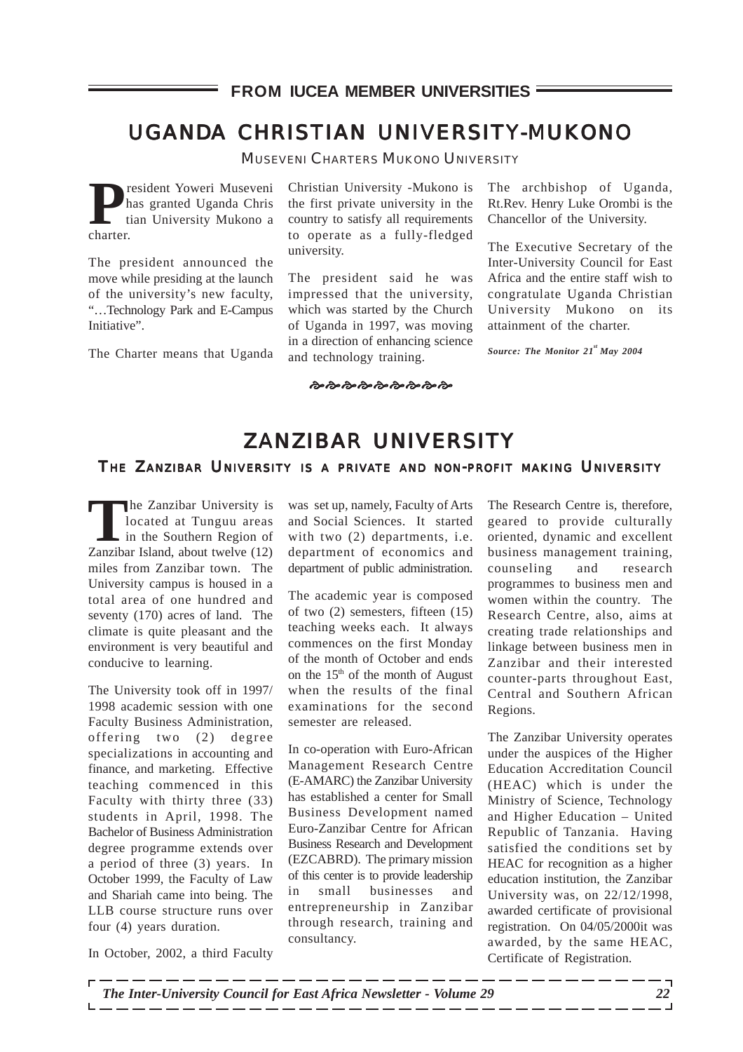## FROM IUCEA MEMBER UNIVERSITIES

# UGANDA CHRISTIAN UNIVERSITY-MUKONO

### MUSEVENI CHARTERS MUKONO UNIVERSITY

President Yoweri Museveni has granted Uganda Christian University Mukono a charter.

The president announced the move while presiding at the launch of the university's new faculty, "…Technology Park and E-Campus Initiative".

The Charter means that Uganda Christian University -Mukono is the first private university in the country to satisfy all requirements to operate as a fully-fledged university.

The president said he was impressed that the university, which was started by the Church of Uganda in 1997, was moving in a direction of enhancing science and technology training.

The archbishop of Uganda, Rt.Rev. Henry Luke Orombi is the Chancellor of the University.

The Executive Secretary of the Inter-University Council for East Africa and the entire staff wish to congratulate Uganda Christian University Mukono on its attainment of the charter.

***Source: The Monitor 21[st] May 2004***

# ZANZIBAR UNIVERSITY

### THE ZANZIBAR UNIVERSITY IS A PRIVATE AND NON-PROFIT MAKING UNIVERSITY

The Zanzibar University is located at Tunguu areas in the Southern Region of Zanzibar Island, about twelve (12) miles from Zanzibar town. The University campus is housed in a total area of one hundred and seventy (170) acres of land. The climate is quite pleasant and the environment is very beautiful and conducive to learning.

The University took off in 1997/1998 academic session with one Faculty Business Administration, offering two (2) degree specializations in accounting and finance, and marketing. Effective teaching commenced in this Faculty with thirty three (33) students in April, 1998. The Bachelor of Business Administration degree programme extends over a period of three (3) years. In October 1999, the Faculty of Law and Shariah came into being. The LLB course structure runs over four (4) years duration.

In October, 2002, a third Faculty was set up, namely, Faculty of Arts and Social Sciences. It started with two (2) departments, i.e. department of economics and department of public administration.

The academic year is composed of two (2) semesters, fifteen (15) teaching weeks each. It always commences on the first Monday of the month of October and ends on the 15[th] of the month of August when the results of the final examinations for the second semester are released.

In co-operation with Euro-African Management Research Centre (E-AMARC) the Zanzibar University has established a center for Small Business Development named Euro-Zanzibar Centre for African Business Research and Development (EZCABRD). The primary mission of this center is to provide leadership in small businesses and entrepreneurship in Zanzibar through research, training and consultancy.

The Research Centre is, therefore, geared to provide culturally oriented, dynamic and excellent business management training, counseling and research programmes to business men and women within the country. The Research Centre, also, aims at creating trade relationships and linkage between business men in Zanzibar and their interested counter-parts throughout East, Central and Southern African Regions.

The Zanzibar University operates under the auspices of the Higher Education Accreditation Council (HEAC) which is under the Ministry of Science, Technology and Higher Education – United Republic of Tanzania. Having satisfied the conditions set by HEAC for recognition as a higher education institution, the Zanzibar University was, on 22/12/1998, awarded certificate of provisional registration. On 04/05/2000it was awarded, by the same HEAC, Certificate of Registration.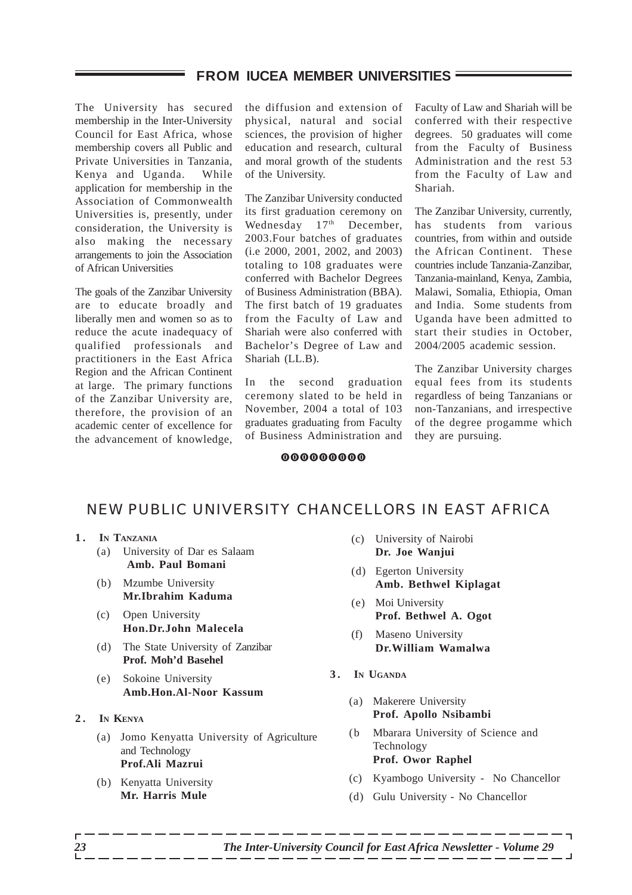## FROM IUCEA MEMBER UNIVERSITIES

The University has secured membership in the Inter-University Council for East Africa, whose membership covers all Public and Private Universities in Tanzania, Kenya and Uganda. While application for membership in the Association of Commonwealth Universities is, presently, under consideration, the University is also making the necessary arrangements to join the Association of African Universities

The goals of the Zanzibar University are to educate broadly and liberally men and women so as to reduce the acute inadequacy of qualified professionals and practitioners in the East Africa Region and the African Continent at large. The primary functions of the Zanzibar University are, therefore, the provision of an academic center of excellence for the advancement of knowledge, the diffusion and extension of physical, natural and social sciences, the provision of higher education and research, cultural and moral growth of the students of the University.

The Zanzibar University conducted its first graduation ceremony on Wednesday 17th December, 2003.Four batches of graduates (i.e 2000, 2001, 2002, and 2003) totaling to 108 graduates were conferred with Bachelor Degrees of Business Administration (BBA). The first batch of 19 graduates from the Faculty of Law and Shariah were also conferred with Bachelor's Degree of Law and Shariah (LL.B).

In the second graduation ceremony slated to be held in November, 2004 a total of 103 graduates graduating from Faculty of Business Administration and Faculty of Law and Shariah will be conferred with their respective degrees. 50 graduates will come from the Faculty of Business Administration and the rest 53 from the Faculty of Law and Shariah.

The Zanzibar University, currently, has students from various countries, from within and outside the African Continent. These countries include Tanzania-Zanzibar, Tanzania-mainland, Kenya, Zambia, Malawi, Somalia, Ethiopia, Oman and India. Some students from Uganda have been admitted to start their studies in October, 2004/2005 academic session.

The Zanzibar University charges equal fees from its students regardless of being Tanzanians or non-Tanzanians, and irrespective of the degree progamme which they are pursuing.

## NEW PUBLIC UNIVERSITY CHANCELLORS IN EAST AFRICA

**1. IN TANZANIA**

(a) University of Dar es Salaam
**Amb. Paul Bomani**

(b) Mzumbe University
**Mr.Ibrahim Kaduma**

(c) Open University
**Hon.Dr.John Malecela**

(d) The State University of Zanzibar
**Prof. Moh'd Basehel**

(e) Sokoine University
**Amb.Hon.Al-Noor Kassum**

**2. IN KENYA**

(a) Jomo Kenyatta University of Agriculture and Technology
**Prof.Ali Mazrui**

(b) Kenyatta University
**Mr. Harris Mule**

(c) University of Nairobi
**Dr. Joe Wanjui**

(d) Egerton University
**Amb. Bethwel Kiplagat**

(e) Moi University
**Prof. Bethwel A. Ogot**

(f) Maseno University
**Dr.William Wamalwa**

**3. IN UGANDA**

(a) Makerere University
**Prof. Apollo Nsibambi**

(b Mbarara University of Science and Technology
**Prof. Owor Raphel**

(c) Kyambogo University - No Chancellor

(d) Gulu University - No Chancellor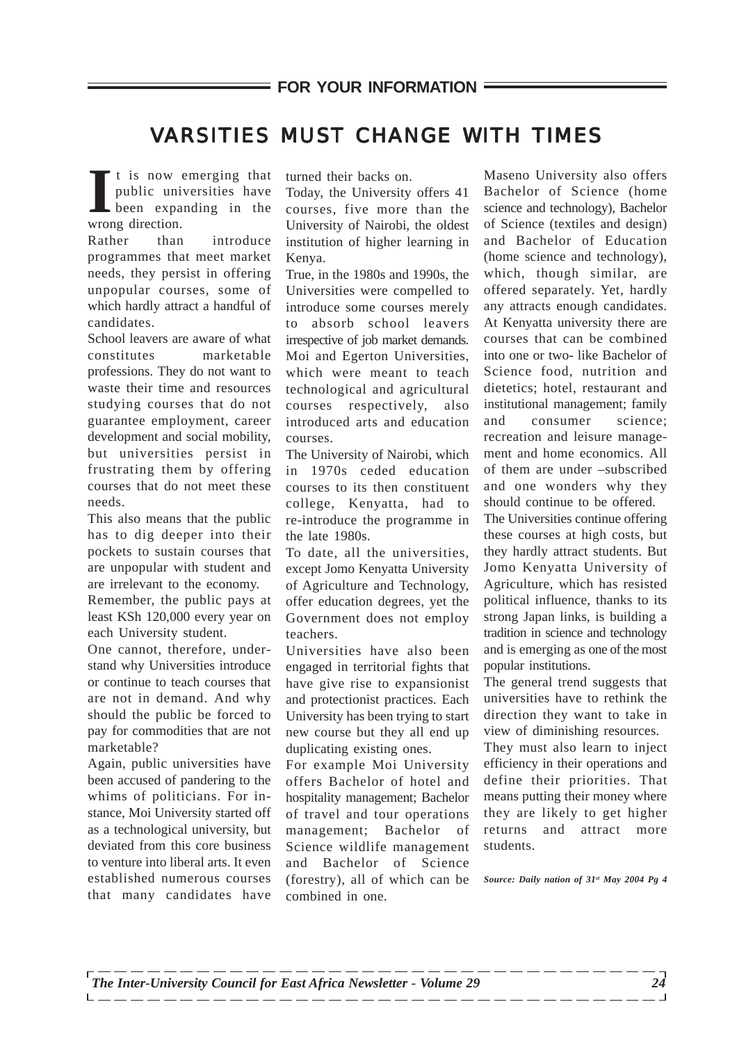## FOR YOUR INFORMATION

# VARSITIES MUST CHANGE WITH TIMES

It is now emerging that public universities have been expanding in the wrong direction.

Rather than introduce programmes that meet market needs, they persist in offering unpopular courses, some of which hardly attract a handful of candidates.

School leavers are aware of what constitutes marketable professions. They do not want to waste their time and resources studying courses that do not guarantee employment, career development and social mobility, but universities persist in frustrating them by offering courses that do not meet these needs.

This also means that the public has to dig deeper into their pockets to sustain courses that are unpopular with student and are irrelevant to the economy.

Remember, the public pays at least KSh 120,000 every year on each University student.

One cannot, therefore, understand why Universities introduce or continue to teach courses that are not in demand. And why should the public be forced to pay for commodities that are not marketable?

Again, public universities have been accused of pandering to the whims of politicians. For instance, Moi University started off as a technological university, but deviated from this core business to venture into liberal arts. It even established numerous courses that many candidates have turned their backs on.

Today, the University offers 41 courses, five more than the University of Nairobi, the oldest institution of higher learning in Kenya.

True, in the 1980s and 1990s, the Universities were compelled to introduce some courses merely to absorb school leavers irrespective of job market demands. Moi and Egerton Universities, which were meant to teach technological and agricultural courses respectively, also introduced arts and education courses.

The University of Nairobi, which in 1970s ceded education courses to its then constituent college, Kenyatta, had to re-introduce the programme in the late 1980s.

To date, all the universities, except Jomo Kenyatta University of Agriculture and Technology, offer education degrees, yet the Government does not employ teachers.

Universities have also been engaged in territorial fights that have give rise to expansionist and protectionist practices. Each University has been trying to start new course but they all end up duplicating existing ones.

For example Moi University offers Bachelor of hotel and hospitality management; Bachelor of travel and tour operations management; Bachelor of Science wildlife management and Bachelor of Science (forestry), all of which can be combined in one.

Maseno University also offers Bachelor of Science (home science and technology), Bachelor of Science (textiles and design) and Bachelor of Education (home science and technology), which, though similar, are offered separately. Yet, hardly any attracts enough candidates. At Kenyatta university there are courses that can be combined into one or two- like Bachelor of Science food, nutrition and dietetics; hotel, restaurant and institutional management; family and consumer science; recreation and leisure management and home economics. All of them are under –subscribed and one wonders why they should continue to be offered.

The Universities continue offering these courses at high costs, but they hardly attract students. But Jomo Kenyatta University of Agriculture, which has resisted political influence, thanks to its strong Japan links, is building a tradition in science and technology and is emerging as one of the most popular institutions.

The general trend suggests that universities have to rethink the direction they want to take in view of diminishing resources.

They must also learn to inject efficiency in their operations and define their priorities. That means putting their money where they are likely to get higher returns and attract more students.

***Source: Daily nation of 31st May 2004 Pg 4***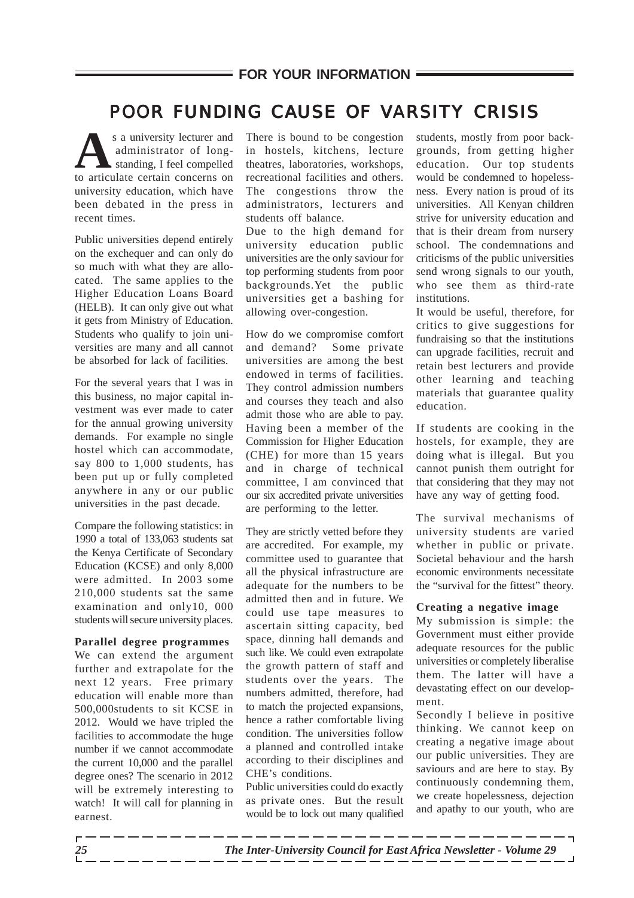FOR YOUR INFORMATION

# POOR FUNDING CAUSE OF VARSITY CRISIS

As a university lecturer and administrator of long-standing, I feel compelled to articulate certain concerns on university education, which have been debated in the press in recent times.

Public universities depend entirely on the exchequer and can only do so much with what they are allocated. The same applies to the Higher Education Loans Board (HELB). It can only give out what it gets from Ministry of Education. Students who qualify to join universities are many and all cannot be absorbed for lack of facilities.

For the several years that I was in this business, no major capital investment was ever made to cater for the annual growing university demands. For example no single hostel which can accommodate, say 800 to 1,000 students, has been put up or fully completed anywhere in any or our public universities in the past decade.

Compare the following statistics: in 1990 a total of 133,063 students sat the Kenya Certificate of Secondary Education (KCSE) and only 8,000 were admitted. In 2003 some 210,000 students sat the same examination and only10, 000 students will secure university places.

**Parallel degree programmes**

We can extend the argument further and extrapolate for the next 12 years. Free primary education will enable more than 500,000students to sit KCSE in 2012. Would we have tripled the facilities to accommodate the huge number if we cannot accommodate the current 10,000 and the parallel degree ones? The scenario in 2012 will be extremely interesting to watch! It will call for planning in earnest.

There is bound to be congestion in hostels, kitchens, lecture theatres, laboratories, workshops, recreational facilities and others. The congestions throw the administrators, lecturers and students off balance.

Due to the high demand for university education public universities are the only saviour for top performing students from poor backgrounds.Yet the public universities get a bashing for allowing over-congestion.

How do we compromise comfort and demand? Some private universities are among the best endowed in terms of facilities. They control admission numbers and courses they teach and also admit those who are able to pay. Having been a member of the Commission for Higher Education (CHE) for more than 15 years and in charge of technical committee, I am convinced that our six accredited private universities are performing to the letter.

They are strictly vetted before they are accredited. For example, my committee used to guarantee that all the physical infrastructure are adequate for the numbers to be admitted then and in future. We could use tape measures to ascertain sitting capacity, bed space, dinning hall demands and such like. We could even extrapolate the growth pattern of staff and students over the years. The numbers admitted, therefore, had to match the projected expansions, hence a rather comfortable living condition. The universities follow a planned and controlled intake according to their disciplines and CHE's conditions.

Public universities could do exactly as private ones. But the result would be to lock out many qualified students, mostly from poor backgrounds, from getting higher education. Our top students would be condemned to hopelessness. Every nation is proud of its universities. All Kenyan children strive for university education and that is their dream from nursery school. The condemnations and criticisms of the public universities send wrong signals to our youth, who see them as third-rate institutions.

It would be useful, therefore, for critics to give suggestions for fundraising so that the institutions can upgrade facilities, recruit and retain best lecturers and provide other learning and teaching materials that guarantee quality education.

If students are cooking in the hostels, for example, they are doing what is illegal. But you cannot punish them outright for that considering that they may not have any way of getting food.

The survival mechanisms of university students are varied whether in public or private. Societal behaviour and the harsh economic environments necessitate the "survival for the fittest" theory.

**Creating a negative image**

My submission is simple: the Government must either provide adequate resources for the public universities or completely liberalise them. The latter will have a devastating effect on our development.

Secondly I believe in positive thinking. We cannot keep on creating a negative image about our public universities. They are saviours and are here to stay. By continuously condemning them, we create hopelessness, dejection and apathy to our youth, who are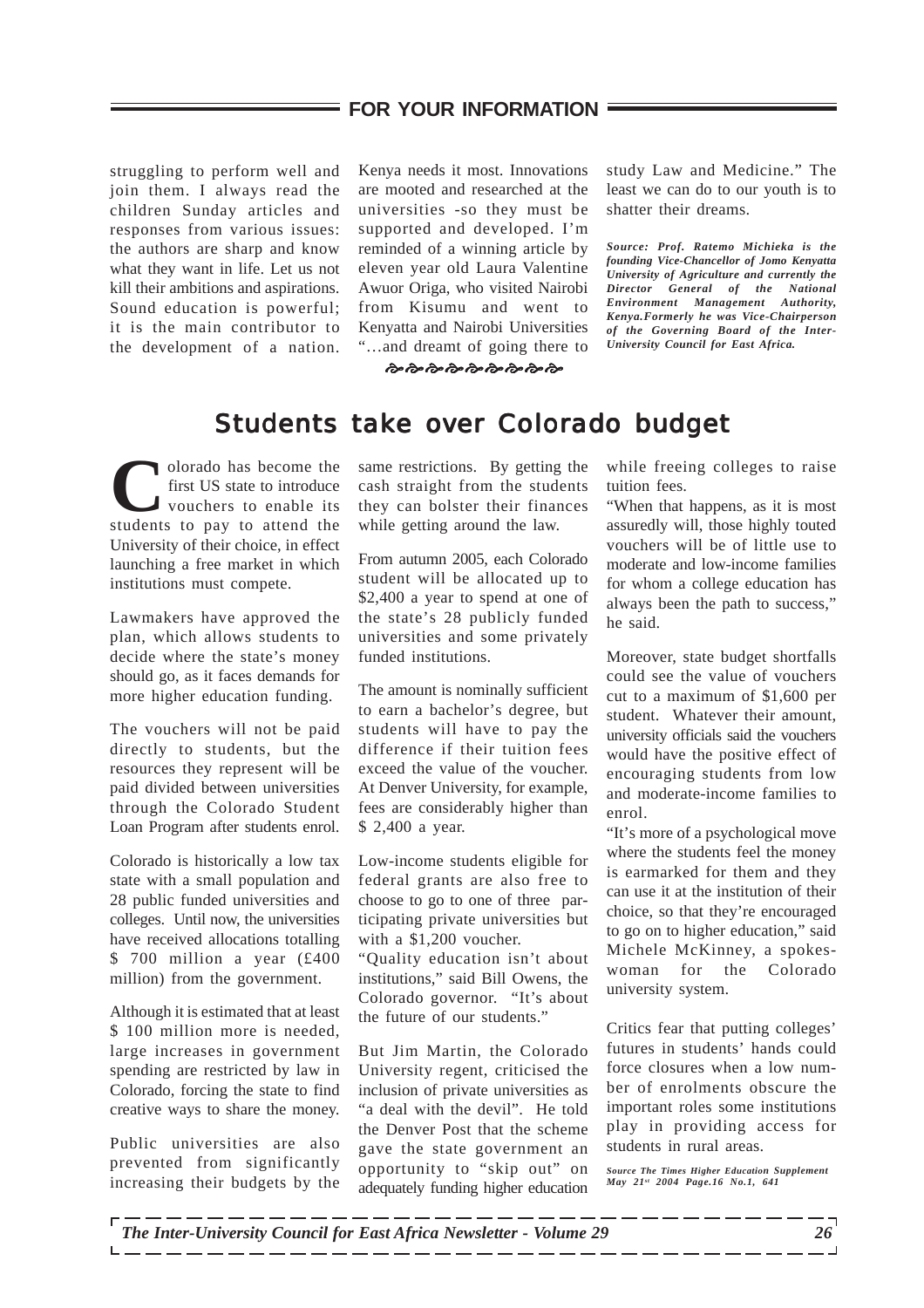struggling to perform well and join them. I always read the children Sunday articles and responses from various issues: the authors are sharp and know what they want in life. Let us not kill their ambitions and aspirations. Sound education is powerful; it is the main contributor to the development of a nation. Kenya needs it most. Innovations are mooted and researched at the universities -so they must be supported and developed. I'm reminded of a winning article by eleven year old Laura Valentine Awuor Origa, who visited Nairobi from Kisumu and went to Kenyatta and Nairobi Universities "…and dreamt of going there to study Law and Medicine." The least we can do to our youth is to shatter their dreams.

***Source: Prof. Ratemo Michieka is the founding Vice-Chancellor of Jomo Kenyatta University of Agriculture and currently the Director General of the National Environment Management Authority, Kenya.Formerly he was Vice-Chairperson of the Governing Board of the Inter-University Council for East Africa.***

## Students take over Colorado budget

Colorado has become the first US state to introduce vouchers to enable its students to pay to attend the University of their choice, in effect launching a free market in which institutions must compete.

Lawmakers have approved the plan, which allows students to decide where the state's money should go, as it faces demands for more higher education funding.

The vouchers will not be paid directly to students, but the resources they represent will be paid divided between universities through the Colorado Student Loan Program after students enrol.

Colorado is historically a low tax state with a small population and 28 public funded universities and colleges. Until now, the universities have received allocations totalling \$ 700 million a year (£400 million) from the government.

Although it is estimated that at least \$ 100 million more is needed, large increases in government spending are restricted by law in Colorado, forcing the state to find creative ways to share the money.

Public universities are also prevented from significantly increasing their budgets by the same restrictions. By getting the cash straight from the students they can bolster their finances while getting around the law.

From autumn 2005, each Colorado student will be allocated up to \$2,400 a year to spend at one of the state's 28 publicly funded universities and some privately funded institutions.

The amount is nominally sufficient to earn a bachelor's degree, but students will have to pay the difference if their tuition fees exceed the value of the voucher. At Denver University, for example, fees are considerably higher than \$ 2,400 a year.

Low-income students eligible for federal grants are also free to choose to go to one of three participating private universities but with a \$1,200 voucher.

"Quality education isn't about institutions," said Bill Owens, the Colorado governor. "It's about the future of our students."

But Jim Martin, the Colorado University regent, criticised the inclusion of private universities as "a deal with the devil". He told the Denver Post that the scheme gave the state government an opportunity to "skip out" on adequately funding higher education while freeing colleges to raise tuition fees.

"When that happens, as it is most assuredly will, those highly touted vouchers will be of little use to moderate and low-income families for whom a college education has always been the path to success," he said.

Moreover, state budget shortfalls could see the value of vouchers cut to a maximum of \$1,600 per student. Whatever their amount, university officials said the vouchers would have the positive effect of encouraging students from low and moderate-income families to enrol.

"It's more of a psychological move where the students feel the money is earmarked for them and they can use it at the institution of their choice, so that they're encouraged to go on to higher education," said Michele McKinney, a spokeswoman for the Colorado university system.

Critics fear that putting colleges' futures in students' hands could force closures when a low number of enrolments obscure the important roles some institutions play in providing access for students in rural areas.

***Source The Times Higher Education Supplement May 21st 2004 Page.16 No.1, 641***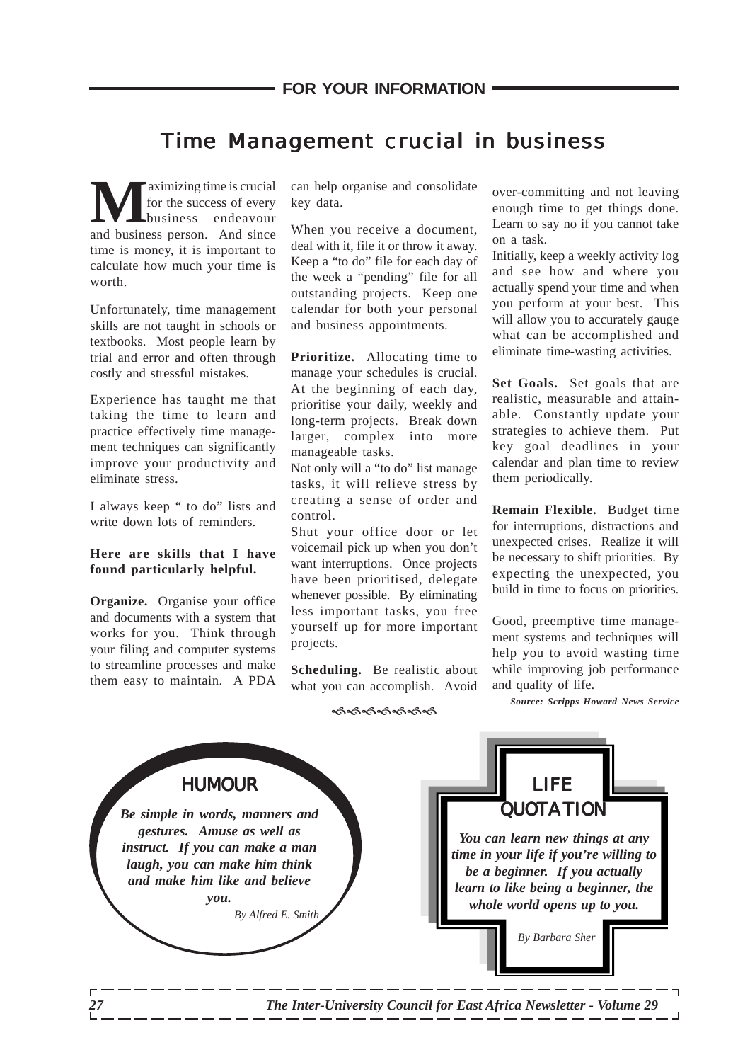**FOR YOUR INFORMATION**

# Time Management crucial in business

Maximizing time is crucial for the success of every business endeavour and business person. And since time is money, it is important to calculate how much your time is worth.

Unfortunately, time management skills are not taught in schools or textbooks. Most people learn by trial and error and often through costly and stressful mistakes.

Experience has taught me that taking the time to learn and practice effectively time management techniques can significantly improve your productivity and eliminate stress.

I always keep " to do" lists and write down lots of reminders.

**Here are skills that I have found particularly helpful.**

**Organize.** Organise your office and documents with a system that works for you. Think through your filing and computer systems to streamline processes and make them easy to maintain. A PDA can help organise and consolidate key data.

When you receive a document, deal with it, file it or throw it away. Keep a "to do" file for each day of the week a "pending" file for all outstanding projects. Keep one calendar for both your personal and business appointments.

**Prioritize.** Allocating time to manage your schedules is crucial. At the beginning of each day, prioritise your daily, weekly and long-term projects. Break down larger, complex into more manageable tasks.

Not only will a "to do" list manage tasks, it will relieve stress by creating a sense of order and control.

Shut your office door or let voicemail pick up when you don't want interruptions. Once projects have been prioritised, delegate whenever possible. By eliminating less important tasks, you free yourself up for more important projects.

**Scheduling.** Be realistic about what you can accomplish. Avoid over-committing and not leaving enough time to get things done. Learn to say no if you cannot take on a task.

Initially, keep a weekly activity log and see how and where you actually spend your time and when you perform at your best. This will allow you to accurately gauge what can be accomplished and eliminate time-wasting activities.

**Set Goals.** Set goals that are realistic, measurable and attainable. Constantly update your strategies to achieve them. Put key goal deadlines in your calendar and plan time to review them periodically.

**Remain Flexible.** Budget time for interruptions, distractions and unexpected crises. Realize it will be necessary to shift priorities. By expecting the unexpected, you build in time to focus on priorities.

Good, preemptive time management systems and techniques will help you to avoid wasting time while improving job performance and quality of life.

***Source: Scripps Howard News Service***

## HUMOUR

***Be simple in words, manners and gestures. Amuse as well as instruct. If you can make a man laugh, you can make him think and make him like and believe you.***

*By Alfred E. Smith*

## LIFE QUOTATION

***You can learn new things at any time in your life if you're willing to be a beginner. If you actually learn to like being a beginner, the whole world opens up to you.***

*By Barbara Sher*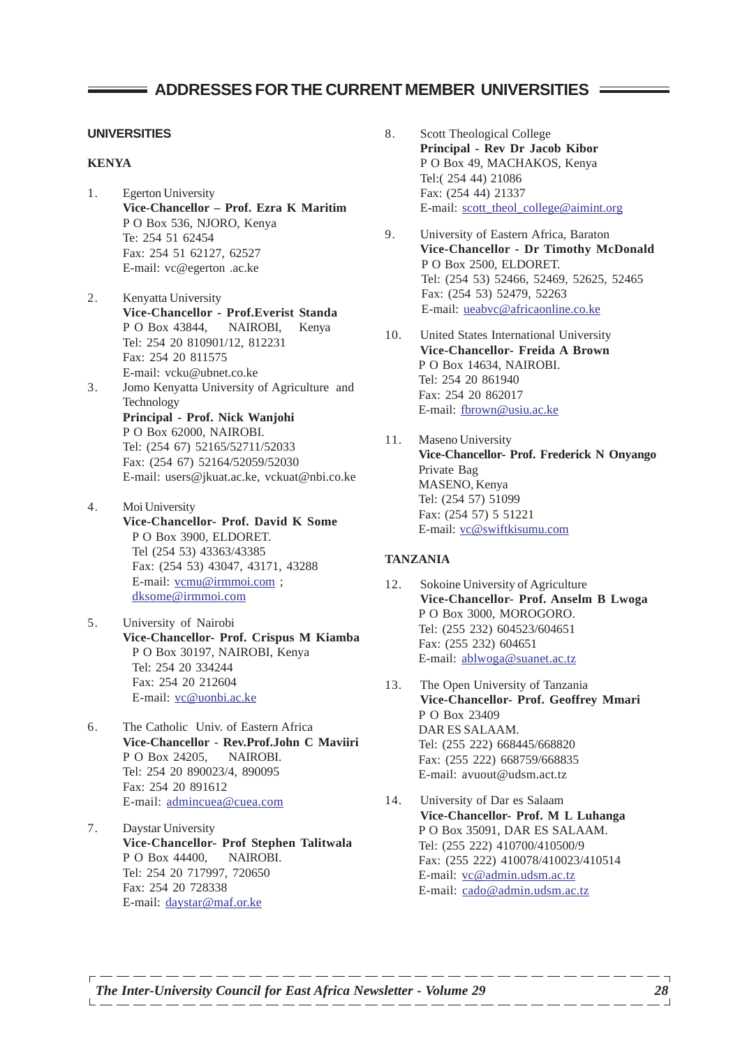## ADDRESSES FOR THE CURRENT MEMBER UNIVERSITIES

### UNIVERSITIES

#### KENYA

1. Egerton University
   **Vice-Chancellor – Prof. Ezra K Maritim**
   P O Box 536, NJORO, Kenya
   Te: 254 51 62454
   Fax: 254 51 62127, 62527
   E-mail: vc@egerton .ac.ke

2. Kenyatta University
   **Vice-Chancellor - Prof.Everist Standa**
   P O Box 43844, NAIROBI, Kenya
   Tel: 254 20 810901/12, 812231
   Fax: 254 20 811575
   E-mail: vcku@ubnet.co.ke

3. Jomo Kenyatta University of Agriculture and Technology
   **Principal - Prof. Nick Wanjohi**
   P O Box 62000, NAIROBI.
   Tel: (254 67) 52165/52711/52033
   Fax: (254 67) 52164/52059/52030
   E-mail: users@jkuat.ac.ke, vckuat@nbi.co.ke

4. Moi University
   **Vice-Chancellor- Prof. David K Some**
   P O Box 3900, ELDORET.
   Tel (254 53) 43363/43385
   Fax: (254 53) 43047, 43171, 43288
   E-mail: vcmu@irmmoi.com ; dksome@irmmoi.com

5. University of Nairobi
   **Vice-Chancellor- Prof. Crispus M Kiamba**
   P O Box 30197, NAIROBI, Kenya
   Tel: 254 20 334244
   Fax: 254 20 212604
   E-mail: vc@uonbi.ac.ke

6. The Catholic Univ. of Eastern Africa
   **Vice-Chancellor - Rev.Prof.John C Maviiri**
   P O Box 24205, NAIROBI.
   Tel: 254 20 890023/4, 890095
   Fax: 254 20 891612
   E-mail: admincuea@cuea.com

7. Daystar University
   **Vice-Chancellor- Prof Stephen Talitwala**
   P O Box 44400, NAIROBI.
   Tel: 254 20 717997, 720650
   Fax: 254 20 728338
   E-mail: daystar@maf.or.ke

8. Scott Theological College
   **Principal - Rev Dr Jacob Kibor**
   P O Box 49, MACHAKOS, Kenya
   Tel:( 254 44) 21086
   Fax: (254 44) 21337
   E-mail: scott_theol_college@aimint.org

9. University of Eastern Africa, Baraton
   **Vice-Chancellor - Dr Timothy McDonald**
   P O Box 2500, ELDORET.
   Tel: (254 53) 52466, 52469, 52625, 52465
   Fax: (254 53) 52479, 52263
   E-mail: ueabvc@africaonline.co.ke

10. United States International University
    **Vice-Chancellor- Freida A Brown**
    P O Box 14634, NAIROBI.
    Tel: 254 20 861940
    Fax: 254 20 862017
    E-mail: fbrown@usiu.ac.ke

11. Maseno University
    **Vice-Chancellor- Prof. Frederick N Onyango**
    Private Bag
    MASENO, Kenya
    Tel: (254 57) 51099
    Fax: (254 57) 5 51221
    E-mail: vc@swiftkisumu.com

#### TANZANIA

12. Sokoine University of Agriculture
    **Vice-Chancellor- Prof. Anselm B Lwoga**
    P O Box 3000, MOROGORO.
    Tel: (255 232) 604523/604651
    Fax: (255 232) 604651
    E-mail: ablwoga@suanet.ac.tz

13. The Open University of Tanzania
    **Vice-Chancellor- Prof. Geoffrey Mmari**
    P O Box 23409
    DAR ES SALAAM.
    Tel: (255 222) 668445/668820
    Fax: (255 222) 668759/668835
    E-mail: avuout@udsm.act.tz

14. University of Dar es Salaam
    **Vice-Chancellor- Prof. M L Luhanga**
    P O Box 35091, DAR ES SALAAM.
    Tel: (255 222) 410700/410500/9
    Fax: (255 222) 410078/410023/410514
    E-mail: vc@admin.udsm.ac.tz
    E-mail: cado@admin.udsm.ac.tz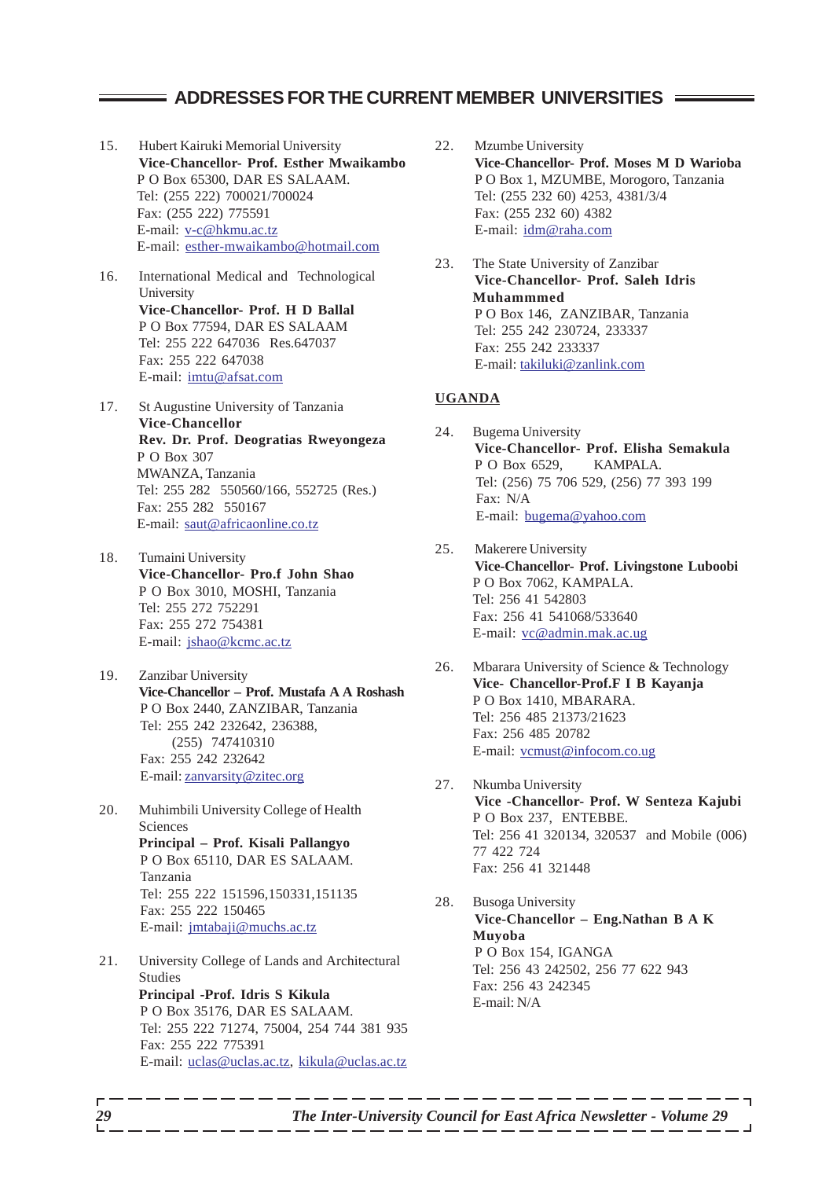## ADDRESSES FOR THE CURRENT MEMBER UNIVERSITIES

15. Hubert Kairuki Memorial University
**Vice-Chancellor- Prof. Esther Mwaikambo**
P O Box 65300, DAR ES SALAAM.
Tel: (255 222) 700021/700024
Fax: (255 222) 775591
E-mail: v-c@hkmu.ac.tz
E-mail: esther-mwaikambo@hotmail.com

16. International Medical and Technological University
**Vice-Chancellor- Prof. H D Ballal**
P O Box 77594, DAR ES SALAAM
Tel: 255 222 647036 Res.647037
Fax: 255 222 647038
E-mail: imtu@afsat.com

17. St Augustine University of Tanzania
**Vice-Chancellor**
**Rev. Dr. Prof. Deogratias Rweyongeza**
P O Box 307
MWANZA, Tanzania
Tel: 255 282 550560/166, 552725 (Res.)
Fax: 255 282 550167
E-mail: saut@africaonline.co.tz

18. Tumaini University
**Vice-Chancellor- Pro.f John Shao**
P O Box 3010, MOSHI, Tanzania
Tel: 255 272 752291
Fax: 255 272 754381
E-mail: jshao@kcmc.ac.tz

19. Zanzibar University
**Vice-Chancellor – Prof. Mustafa A A Roshash**
P O Box 2440, ZANZIBAR, Tanzania
Tel: 255 242 232642, 236388,
(255) 747410310
Fax: 255 242 232642
E-mail: zanvarsity@zitec.org

20. Muhimbili University College of Health Sciences
**Principal – Prof. Kisali Pallangyo**
P O Box 65110, DAR ES SALAAM.
Tanzania
Tel: 255 222 151596,150331,151135
Fax: 255 222 150465
E-mail: jmtabaji@muchs.ac.tz

21. University College of Lands and Architectural Studies
**Principal -Prof. Idris S Kikula**
P O Box 35176, DAR ES SALAAM.
Tel: 255 222 71274, 75004, 254 744 381 935
Fax: 255 222 775391
E-mail: uclas@uclas.ac.tz, kikula@uclas.ac.tz

22. Mzumbe University
**Vice-Chancellor- Prof. Moses M D Warioba**
P O Box 1, MZUMBE, Morogoro, Tanzania
Tel: (255 232 60) 4253, 4381/3/4
Fax: (255 232 60) 4382
E-mail: idm@raha.com

23. The State University of Zanzibar
**Vice-Chancellor- Prof. Saleh Idris Muhammmed**
P O Box 146, ZANZIBAR, Tanzania
Tel: 255 242 230724, 233337
Fax: 255 242 233337
E-mail: takiluki@zanlink.com

**UGANDA**

24. Bugema University
**Vice-Chancellor- Prof. Elisha Semakula**
P O Box 6529, KAMPALA.
Tel: (256) 75 706 529, (256) 77 393 199
Fax: N/A
E-mail: bugema@yahoo.com

25. Makerere University
**Vice-Chancellor- Prof. Livingstone Luboobi**
P O Box 7062, KAMPALA.
Tel: 256 41 542803
Fax: 256 41 541068/533640
E-mail: vc@admin.mak.ac.ug

26. Mbarara University of Science & Technology
**Vice- Chancellor-Prof.F I B Kayanja**
P O Box 1410, MBARARA.
Tel: 256 485 21373/21623
Fax: 256 485 20782
E-mail: vcmust@infocom.co.ug

27. Nkumba University
**Vice -Chancellor- Prof. W Senteza Kajubi**
P O Box 237, ENTEBBE.
Tel: 256 41 320134, 320537 and Mobile (006) 77 422 724
Fax: 256 41 321448

28. Busoga University
**Vice-Chancellor – Eng.Nathan B A K Muyoba**
P O Box 154, IGANGA
Tel: 256 43 242502, 256 77 622 943
Fax: 256 43 242345
E-mail: N/A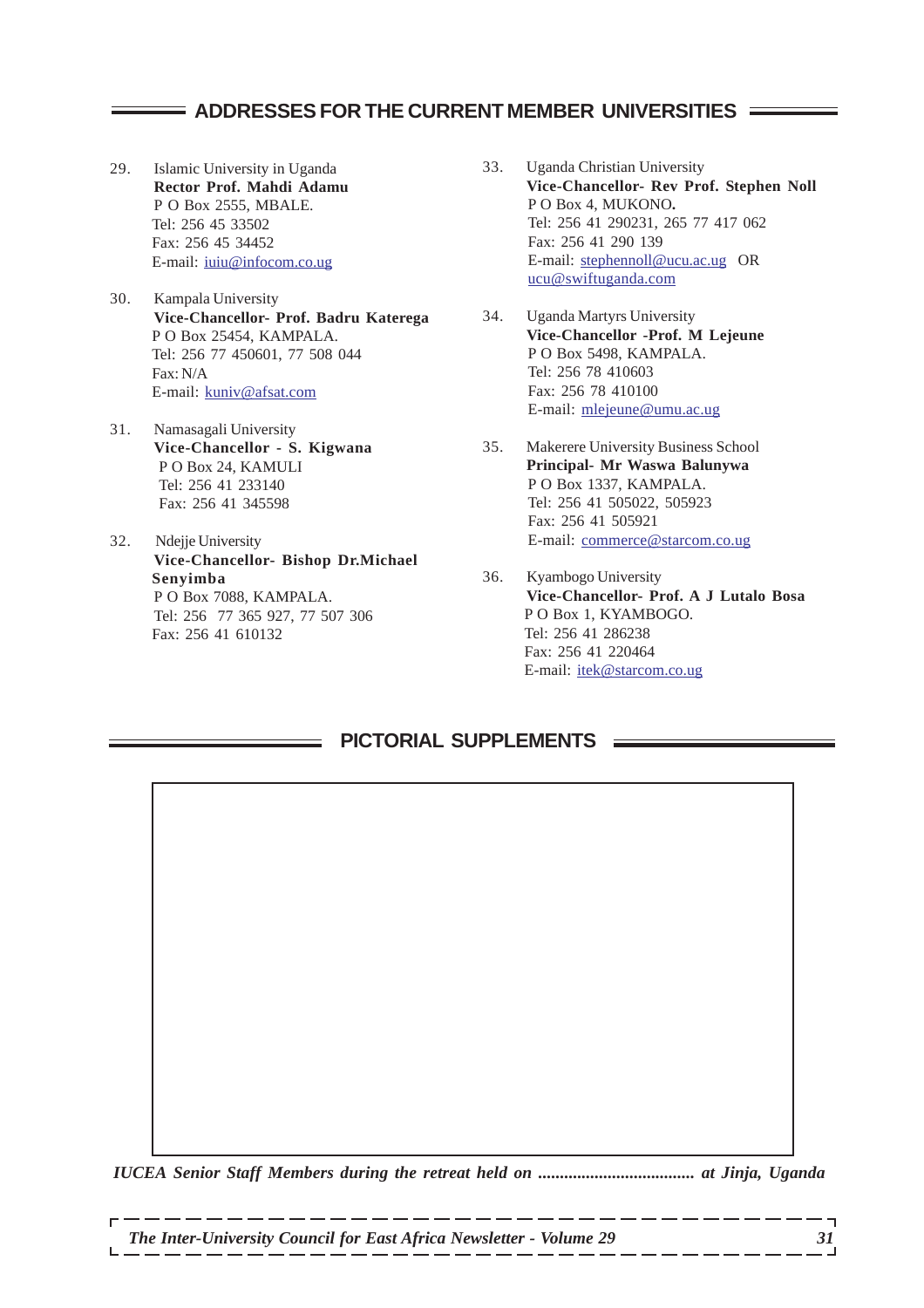## ADDRESSES FOR THE CURRENT MEMBER UNIVERSITIES

29. Islamic University in Uganda
 **Rector Prof. Mahdi Adamu**
 P O Box 2555, MBALE.
 Tel: 256 45 33502
 Fax: 256 45 34452
 E-mail: iuiu@infocom.co.ug

30. Kampala University
 **Vice-Chancellor- Prof. Badru Katerega**
 P O Box 25454, KAMPALA.
 Tel: 256 77 450601, 77 508 044
 Fax: N/A
 E-mail: kuniv@afsat.com

31. Namasagali University
 **Vice-Chancellor - S. Kigwana**
 P O Box 24, KAMULI
 Tel: 256 41 233140
 Fax: 256 41 345598

32. Ndejje University
 **Vice-Chancellor- Bishop Dr.Michael Senyimba**
 P O Box 7088, KAMPALA.
 Tel: 256 77 365 927, 77 507 306
 Fax: 256 41 610132

33. Uganda Christian University
 **Vice-Chancellor- Rev Prof. Stephen Noll**
 P O Box 4, MUKONO**.**
 Tel: 256 41 290231, 265 77 417 062
 Fax: 256 41 290 139
 E-mail: stephennoll@ucu.ac.ug OR ucu@swiftuganda.com

34. Uganda Martyrs University
 **Vice-Chancellor -Prof. M Lejeune**
 P O Box 5498, KAMPALA.
 Tel: 256 78 410603
 Fax: 256 78 410100
 E-mail: mlejeune@umu.ac.ug

35. Makerere University Business School
 **Principal- Mr Waswa Balunywa**
 P O Box 1337, KAMPALA.
 Tel: 256 41 505022, 505923
 Fax: 256 41 505921
 E-mail: commerce@starcom.co.ug

36. Kyambogo University
 **Vice-Chancellor- Prof. A J Lutalo Bosa**
 P O Box 1, KYAMBOGO.
 Tel: 256 41 286238
 Fax: 256 41 220464
 E-mail: itek@starcom.co.ug

## PICTORIAL SUPPLEMENTS

*IUCEA Senior Staff Members during the retreat held on .................................. at Jinja, Uganda*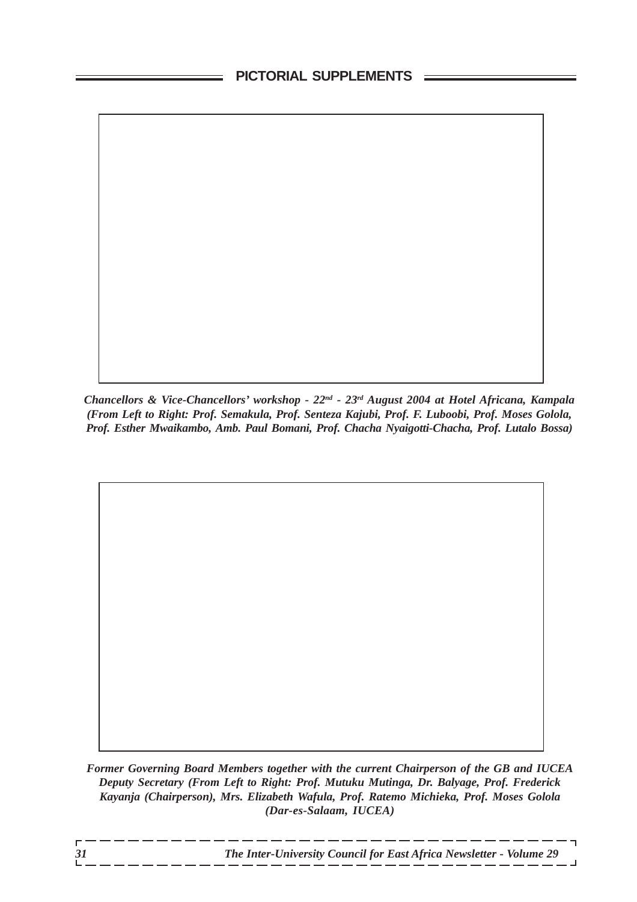## PICTORIAL SUPPLEMENTS

*Chancellors & Vice-Chancellors' workshop - 22nd - 23rd August 2004 at Hotel Africana, Kampala (From Left to Right: Prof. Semakula, Prof. Senteza Kajubi, Prof. F. Luboobi, Prof. Moses Golola, Prof. Esther Mwaikambo, Amb. Paul Bomani, Prof. Chacha Nyaigotti-Chacha, Prof. Lutalo Bossa)*

*Former Governing Board Members together with the current Chairperson of the GB and IUCEA Deputy Secretary (From Left to Right: Prof. Mutuku Mutinga, Dr. Balyage, Prof. Frederick Kayanja (Chairperson), Mrs. Elizabeth Wafula, Prof. Ratemo Michieka, Prof. Moses Golola (Dar-es-Salaam, IUCEA)*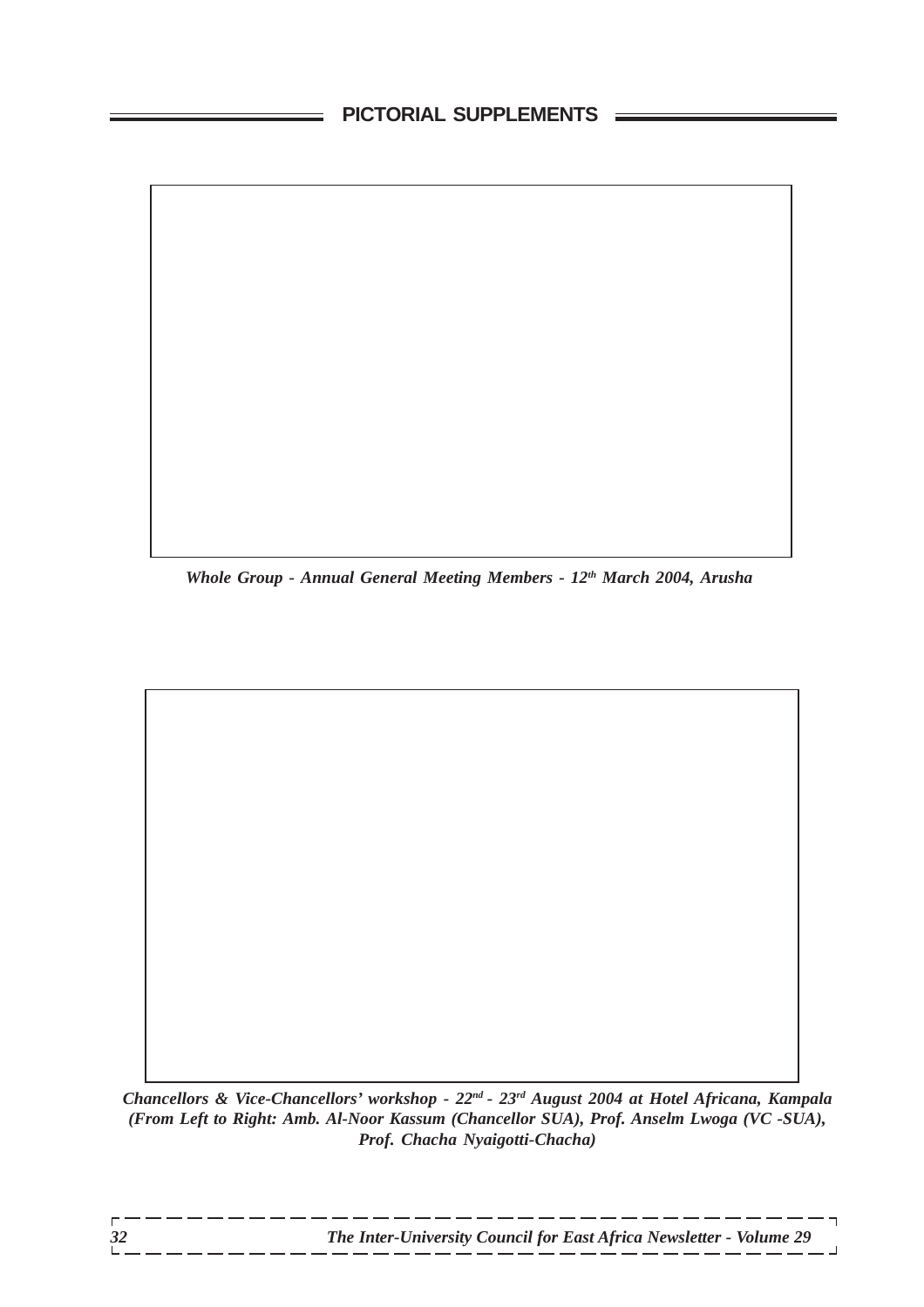## PICTORIAL SUPPLEMENTS

*Whole Group - Annual General Meeting Members - 12th March 2004, Arusha*

*Chancellors & Vice-Chancellors' workshop - 22nd - 23rd August 2004 at Hotel Africana, Kampala (From Left to Right: Amb. Al-Noor Kassum (Chancellor SUA), Prof. Anselm Lwoga (VC -SUA), Prof. Chacha Nyaigotti-Chacha)*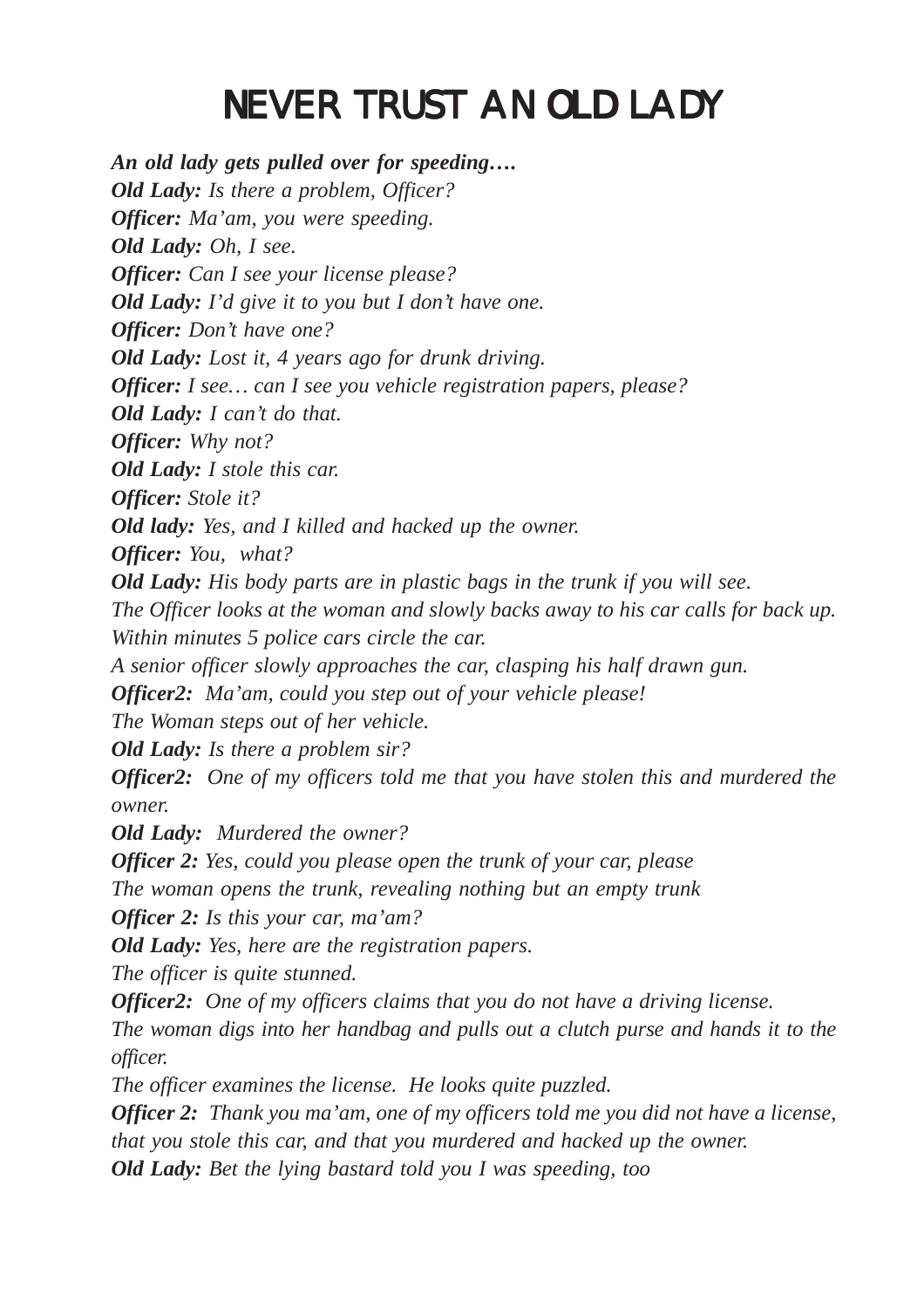# NEVER TRUST AN OLD LADY

***An old lady gets pulled over for speeding….***

***Old Lady:*** *Is there a problem, Officer?*

***Officer:*** *Ma'am, you were speeding.*

***Old Lady:*** *Oh, I see.*

***Officer:*** *Can I see your license please?*

***Old Lady:*** *I'd give it to you but I don't have one.*

***Officer:*** *Don't have one?*

***Old Lady:*** *Lost it, 4 years ago for drunk driving.*

***Officer:*** *I see… can I see you vehicle registration papers, please?*

***Old Lady:*** *I can't do that.*

***Officer:*** *Why not?*

***Old Lady:*** *I stole this car.*

***Officer:*** *Stole it?*

***Old lady:*** *Yes, and I killed and hacked up the owner.*

***Officer:*** *You, what?*

***Old Lady:*** *His body parts are in plastic bags in the trunk if you will see.*

*The Officer looks at the woman and slowly backs away to his car calls for back up.*

*Within minutes 5 police cars circle the car.*

*A senior officer slowly approaches the car, clasping his half drawn gun.*

***Officer2:*** *Ma'am, could you step out of your vehicle please!*

*The Woman steps out of her vehicle.*

***Old Lady:*** *Is there a problem sir?*

***Officer2:*** *One of my officers told me that you have stolen this and murdered the owner.*

***Old Lady:*** *Murdered the owner?*

***Officer 2:*** *Yes, could you please open the trunk of your car, please*

*The woman opens the trunk, revealing nothing but an empty trunk*

***Officer 2:*** *Is this your car, ma'am?*

***Old Lady:*** *Yes, here are the registration papers.*

*The officer is quite stunned.*

***Officer2:*** *One of my officers claims that you do not have a driving license.*

*The woman digs into her handbag and pulls out a clutch purse and hands it to the officer.*

*The officer examines the license. He looks quite puzzled.*

***Officer 2:*** *Thank you ma'am, one of my officers told me you did not have a license, that you stole this car, and that you murdered and hacked up the owner.*

***Old Lady:*** *Bet the lying bastard told you I was speeding, too*